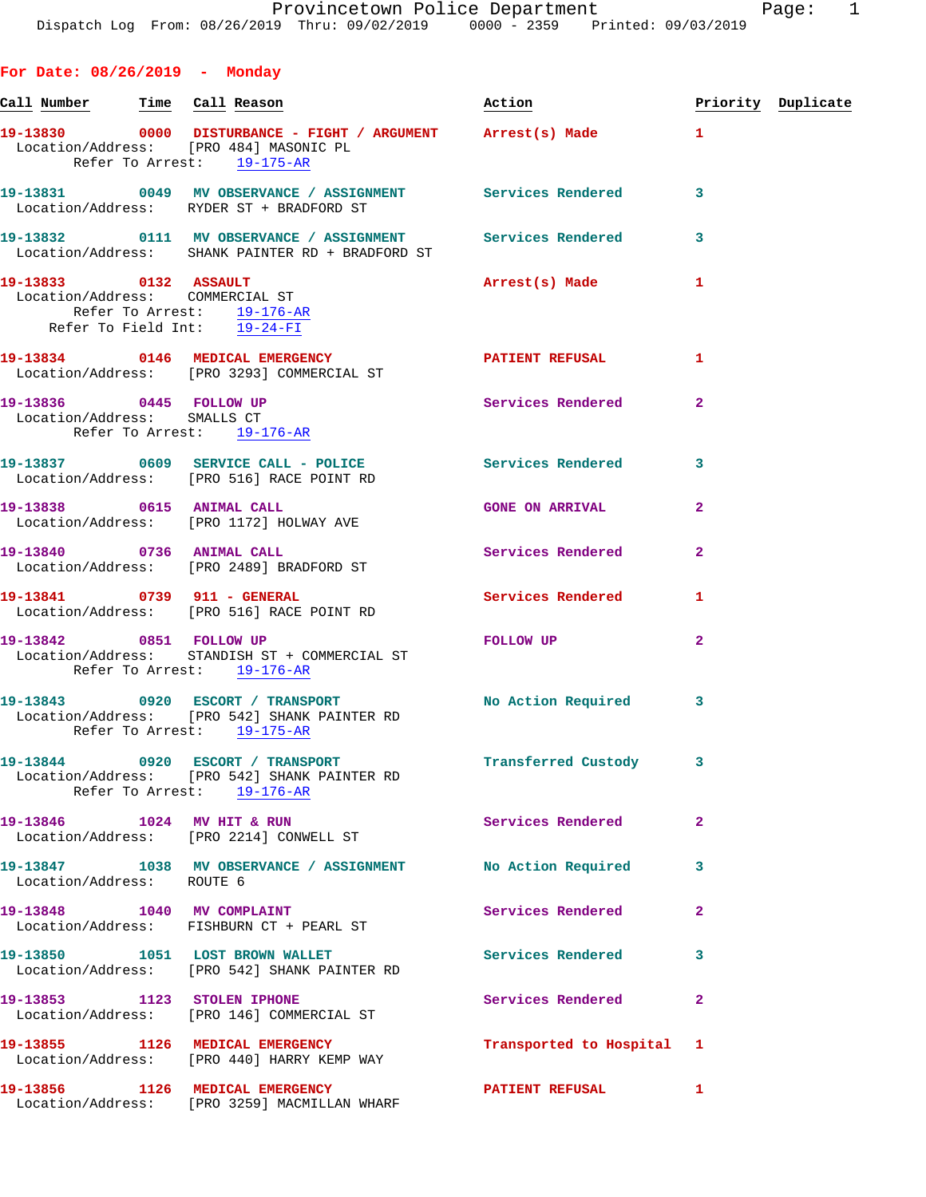Provincetown Police Department
Dispatch Log From: 08/26/2019 Thru: 09/02/2019 0000 - 2359 Printed: 09/03/2019

## For Date: 08/26/2019 - Monday

| Call Number | Time | Call Reason | Action | Priority | Duplicate |
|---|---|---|---|---|---|
| 19-13830 | 0000 | DISTURBANCE - FIGHT / ARGUMENT | Arrest(s) Made | 1 | |

Location/Address: [PRO 484] MASONIC PL
Refer To Arrest: 19-175-AR

| Call Number | Time | Call Reason | Action | Priority | Duplicate |
|---|---|---|---|---|---|
| 19-13831 | 0049 | MV OBSERVANCE / ASSIGNMENT | Services Rendered | 3 | |

Location/Address: RYDER ST + BRADFORD ST

| Call Number | Time | Call Reason | Action | Priority | Duplicate |
|---|---|---|---|---|---|
| 19-13832 | 0111 | MV OBSERVANCE / ASSIGNMENT | Services Rendered | 3 | |

Location/Address: SHANK PAINTER RD + BRADFORD ST

| Call Number | Time | Call Reason | Action | Priority | Duplicate |
|---|---|---|---|---|---|
| 19-13833 | 0132 | ASSAULT | Arrest(s) Made | 1 | |

Location/Address: COMMERCIAL ST
Refer To Arrest: 19-176-AR
Refer To Field Int: 19-24-FI

| Call Number | Time | Call Reason | Action | Priority | Duplicate |
|---|---|---|---|---|---|
| 19-13834 | 0146 | MEDICAL EMERGENCY | PATIENT REFUSAL | 1 | |

Location/Address: [PRO 3293] COMMERCIAL ST

| Call Number | Time | Call Reason | Action | Priority | Duplicate |
|---|---|---|---|---|---|
| 19-13836 | 0445 | FOLLOW UP | Services Rendered | 2 | |

Location/Address: SMALLS CT
Refer To Arrest: 19-176-AR

| Call Number | Time | Call Reason | Action | Priority | Duplicate |
|---|---|---|---|---|---|
| 19-13837 | 0609 | SERVICE CALL - POLICE | Services Rendered | 3 | |

Location/Address: [PRO 516] RACE POINT RD

| Call Number | Time | Call Reason | Action | Priority | Duplicate |
|---|---|---|---|---|---|
| 19-13838 | 0615 | ANIMAL CALL | GONE ON ARRIVAL | 2 | |

Location/Address: [PRO 1172] HOLWAY AVE

| Call Number | Time | Call Reason | Action | Priority | Duplicate |
|---|---|---|---|---|---|
| 19-13840 | 0736 | ANIMAL CALL | Services Rendered | 2 | |

Location/Address: [PRO 2489] BRADFORD ST

| Call Number | Time | Call Reason | Action | Priority | Duplicate |
|---|---|---|---|---|---|
| 19-13841 | 0739 | 911 - GENERAL | Services Rendered | 1 | |

Location/Address: [PRO 516] RACE POINT RD

| Call Number | Time | Call Reason | Action | Priority | Duplicate |
|---|---|---|---|---|---|
| 19-13842 | 0851 | FOLLOW UP | FOLLOW UP | 2 | |

Location/Address: STANDISH ST + COMMERCIAL ST
Refer To Arrest: 19-176-AR

| Call Number | Time | Call Reason | Action | Priority | Duplicate |
|---|---|---|---|---|---|
| 19-13843 | 0920 | ESCORT / TRANSPORT | No Action Required | 3 | |

Location/Address: [PRO 542] SHANK PAINTER RD
Refer To Arrest: 19-175-AR

| Call Number | Time | Call Reason | Action | Priority | Duplicate |
|---|---|---|---|---|---|
| 19-13844 | 0920 | ESCORT / TRANSPORT | Transferred Custody | 3 | |

Location/Address: [PRO 542] SHANK PAINTER RD
Refer To Arrest: 19-176-AR

| Call Number | Time | Call Reason | Action | Priority | Duplicate |
|---|---|---|---|---|---|
| 19-13846 | 1024 | MV HIT & RUN | Services Rendered | 2 | |

Location/Address: [PRO 2214] CONWELL ST

| Call Number | Time | Call Reason | Action | Priority | Duplicate |
|---|---|---|---|---|---|
| 19-13847 | 1038 | MV OBSERVANCE / ASSIGNMENT | No Action Required | 3 | |

Location/Address: ROUTE 6

| Call Number | Time | Call Reason | Action | Priority | Duplicate |
|---|---|---|---|---|---|
| 19-13848 | 1040 | MV COMPLAINT | Services Rendered | 2 | |

Location/Address: FISHBURN CT + PEARL ST

| Call Number | Time | Call Reason | Action | Priority | Duplicate |
|---|---|---|---|---|---|
| 19-13850 | 1051 | LOST BROWN WALLET | Services Rendered | 3 | |

Location/Address: [PRO 542] SHANK PAINTER RD

| Call Number | Time | Call Reason | Action | Priority | Duplicate |
|---|---|---|---|---|---|
| 19-13853 | 1123 | STOLEN IPHONE | Services Rendered | 2 | |

Location/Address: [PRO 146] COMMERCIAL ST

| Call Number | Time | Call Reason | Action | Priority | Duplicate |
|---|---|---|---|---|---|
| 19-13855 | 1126 | MEDICAL EMERGENCY | Transported to Hospital | 1 | |

Location/Address: [PRO 440] HARRY KEMP WAY

| Call Number | Time | Call Reason | Action | Priority | Duplicate |
|---|---|---|---|---|---|
| 19-13856 | 1126 | MEDICAL EMERGENCY | PATIENT REFUSAL | 1 | |

Location/Address: [PRO 3259] MACMILLAN WHARF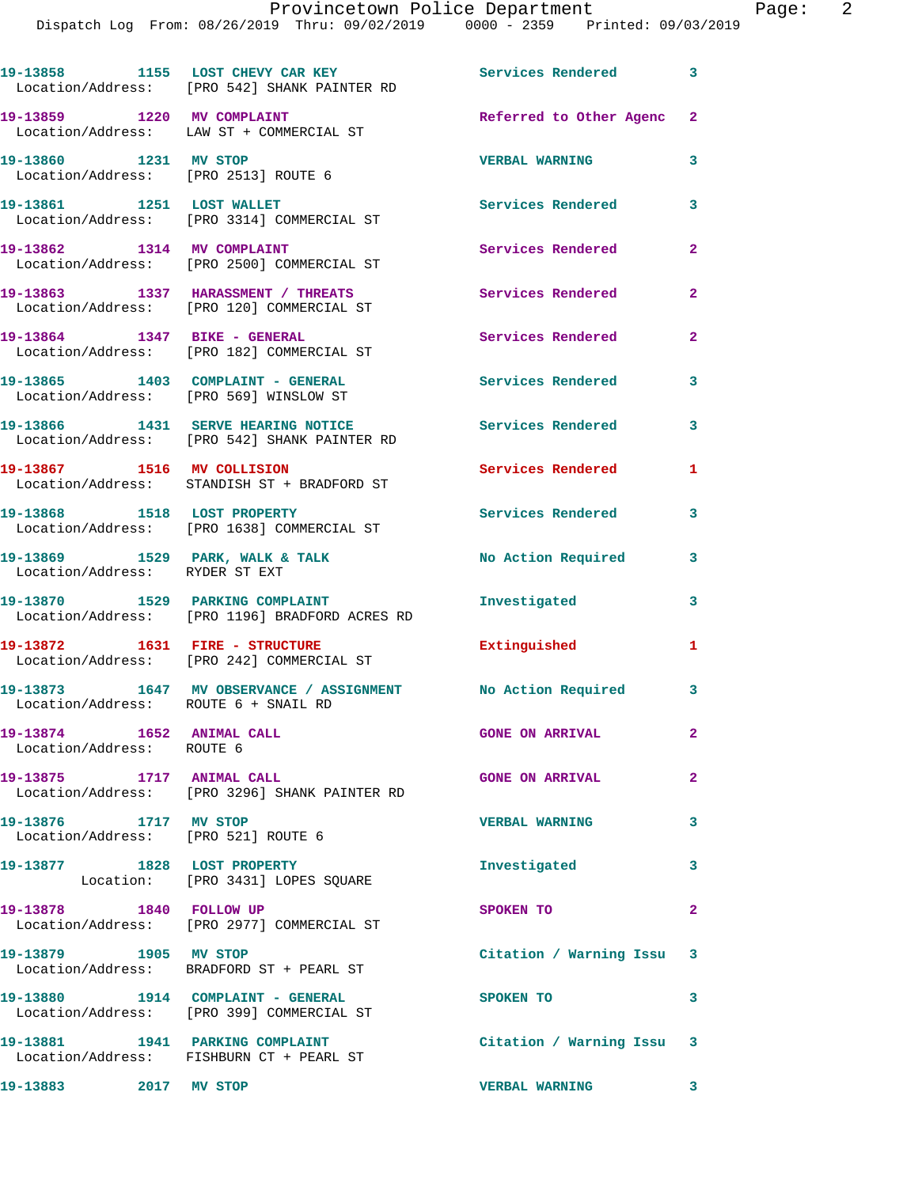19-13858 1155 LOST CHEVY CAR KEY Services Rendered 3
Location/Address: [PRO 542] SHANK PAINTER RD

19-13859 1220 MV COMPLAINT Referred to Other Agenc 2
Location/Address: LAW ST + COMMERCIAL ST

19-13860 1231 MV STOP VERBAL WARNING 3
Location/Address: [PRO 2513] ROUTE 6

19-13861 1251 LOST WALLET Services Rendered 3
Location/Address: [PRO 3314] COMMERCIAL ST

19-13862 1314 MV COMPLAINT Services Rendered 2
Location/Address: [PRO 2500] COMMERCIAL ST

19-13863 1337 HARASSMENT / THREATS Services Rendered 2
Location/Address: [PRO 120] COMMERCIAL ST

19-13864 1347 BIKE - GENERAL Services Rendered 2
Location/Address: [PRO 182] COMMERCIAL ST

19-13865 1403 COMPLAINT - GENERAL Services Rendered 3
Location/Address: [PRO 569] WINSLOW ST

19-13866 1431 SERVE HEARING NOTICE Services Rendered 3
Location/Address: [PRO 542] SHANK PAINTER RD

19-13867 1516 MV COLLISION Services Rendered 1
Location/Address: STANDISH ST + BRADFORD ST

19-13868 1518 LOST PROPERTY Services Rendered 3
Location/Address: [PRO 1638] COMMERCIAL ST

19-13869 1529 PARK, WALK & TALK No Action Required 3
Location/Address: RYDER ST EXT

19-13870 1529 PARKING COMPLAINT Investigated 3
Location/Address: [PRO 1196] BRADFORD ACRES RD

19-13872 1631 FIRE - STRUCTURE Extinguished 1
Location/Address: [PRO 242] COMMERCIAL ST

19-13873 1647 MV OBSERVANCE / ASSIGNMENT No Action Required 3
Location/Address: ROUTE 6 + SNAIL RD

19-13874 1652 ANIMAL CALL GONE ON ARRIVAL 2
Location/Address: ROUTE 6

19-13875 1717 ANIMAL CALL GONE ON ARRIVAL 2
Location/Address: [PRO 3296] SHANK PAINTER RD

19-13876 1717 MV STOP VERBAL WARNING 3
Location/Address: [PRO 521] ROUTE 6

19-13877 1828 LOST PROPERTY Investigated 3
Location: [PRO 3431] LOPES SQUARE

19-13878 1840 FOLLOW UP SPOKEN TO 2
Location/Address: [PRO 2977] COMMERCIAL ST

19-13879 1905 MV STOP Citation / Warning Issu 3
Location/Address: BRADFORD ST + PEARL ST

19-13880 1914 COMPLAINT - GENERAL SPOKEN TO 3
Location/Address: [PRO 399] COMMERCIAL ST

19-13881 1941 PARKING COMPLAINT Citation / Warning Issu 3
Location/Address: FISHBURN CT + PEARL ST

19-13883 2017 MV STOP VERBAL WARNING 3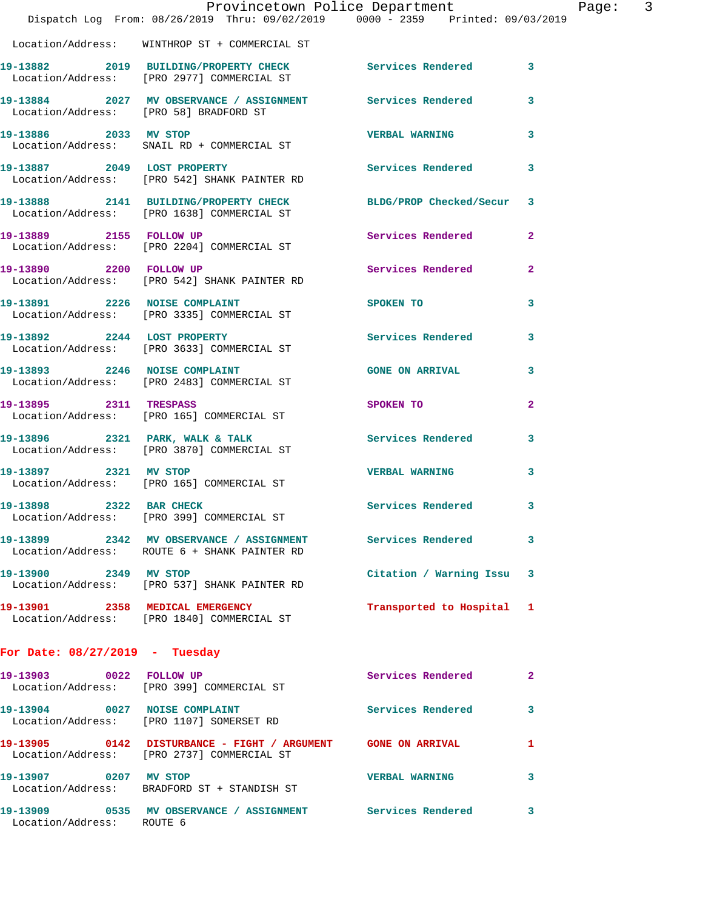Location/Address: WINTHROP ST + COMMERCIAL ST

| Call # | Time | Call Type | Disposition | Priority |
|---|---|---|---|---|
| 19-13882 | 2019 | BUILDING/PROPERTY CHECK | Services Rendered | 3 |
| | | Location/Address: [PRO 2977] COMMERCIAL ST | | |
| 19-13884 | 2027 | MV OBSERVANCE / ASSIGNMENT | Services Rendered | 3 |
| | | Location/Address: [PRO 58] BRADFORD ST | | |
| 19-13886 | 2033 | MV STOP | VERBAL WARNING | 3 |
| | | Location/Address: SNAIL RD + COMMERCIAL ST | | |
| 19-13887 | 2049 | LOST PROPERTY | Services Rendered | 3 |
| | | Location/Address: [PRO 542] SHANK PAINTER RD | | |
| 19-13888 | 2141 | BUILDING/PROPERTY CHECK | BLDG/PROP Checked/Secur | 3 |
| | | Location/Address: [PRO 1638] COMMERCIAL ST | | |
| 19-13889 | 2155 | FOLLOW UP | Services Rendered | 2 |
| | | Location/Address: [PRO 2204] COMMERCIAL ST | | |
| 19-13890 | 2200 | FOLLOW UP | Services Rendered | 2 |
| | | Location/Address: [PRO 542] SHANK PAINTER RD | | |
| 19-13891 | 2226 | NOISE COMPLAINT | SPOKEN TO | 3 |
| | | Location/Address: [PRO 3335] COMMERCIAL ST | | |
| 19-13892 | 2244 | LOST PROPERTY | Services Rendered | 3 |
| | | Location/Address: [PRO 3633] COMMERCIAL ST | | |
| 19-13893 | 2246 | NOISE COMPLAINT | GONE ON ARRIVAL | 3 |
| | | Location/Address: [PRO 2483] COMMERCIAL ST | | |
| 19-13895 | 2311 | TRESPASS | SPOKEN TO | 2 |
| | | Location/Address: [PRO 165] COMMERCIAL ST | | |
| 19-13896 | 2321 | PARK, WALK & TALK | Services Rendered | 3 |
| | | Location/Address: [PRO 3870] COMMERCIAL ST | | |
| 19-13897 | 2321 | MV STOP | VERBAL WARNING | 3 |
| | | Location/Address: [PRO 165] COMMERCIAL ST | | |
| 19-13898 | 2322 | BAR CHECK | Services Rendered | 3 |
| | | Location/Address: [PRO 399] COMMERCIAL ST | | |
| 19-13899 | 2342 | MV OBSERVANCE / ASSIGNMENT | Services Rendered | 3 |
| | | Location/Address: ROUTE 6 + SHANK PAINTER RD | | |
| 19-13900 | 2349 | MV STOP | Citation / Warning Issu | 3 |
| | | Location/Address: [PRO 537] SHANK PAINTER RD | | |
| 19-13901 | 2358 | MEDICAL EMERGENCY | Transported to Hospital | 1 |
| | | Location/Address: [PRO 1840] COMMERCIAL ST | | |

## For Date: 08/27/2019 - Tuesday

| Call # | Time | Call Type | Disposition | Priority |
|---|---|---|---|---|
| 19-13903 | 0022 | FOLLOW UP | Services Rendered | 2 |
| | | Location/Address: [PRO 399] COMMERCIAL ST | | |
| 19-13904 | 0027 | NOISE COMPLAINT | Services Rendered | 3 |
| | | Location/Address: [PRO 1107] SOMERSET RD | | |
| 19-13905 | 0142 | DISTURBANCE - FIGHT / ARGUMENT | GONE ON ARRIVAL | 1 |
| | | Location/Address: [PRO 2737] COMMERCIAL ST | | |
| 19-13907 | 0207 | MV STOP | VERBAL WARNING | 3 |
| | | Location/Address: BRADFORD ST + STANDISH ST | | |
| 19-13909 | 0535 | MV OBSERVANCE / ASSIGNMENT | Services Rendered | 3 |
| | | Location/Address: ROUTE 6 | | |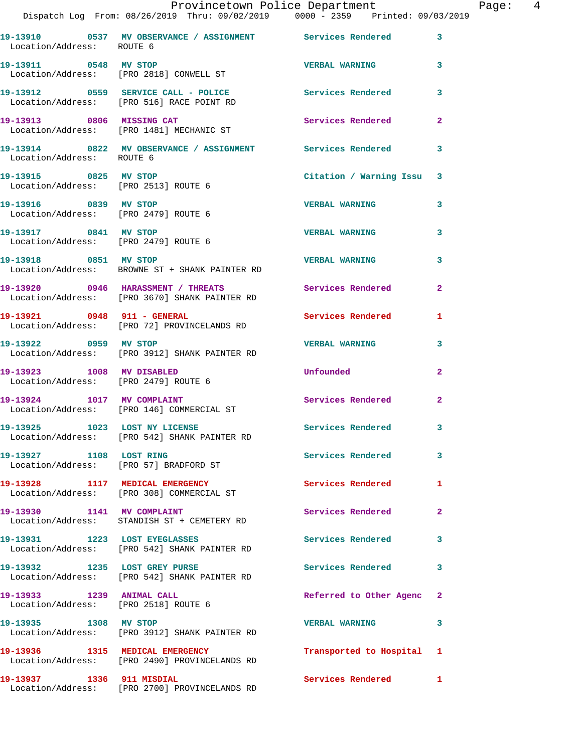19-13910 0537 MV OBSERVANCE / ASSIGNMENT Services Rendered 3
Location/Address: ROUTE 6

19-13911 0548 MV STOP VERBAL WARNING 3
Location/Address: [PRO 2818] CONWELL ST

19-13912 0559 SERVICE CALL - POLICE Services Rendered 3
Location/Address: [PRO 516] RACE POINT RD

19-13913 0806 MISSING CAT Services Rendered 2
Location/Address: [PRO 1481] MECHANIC ST

19-13914 0822 MV OBSERVANCE / ASSIGNMENT Services Rendered 3
Location/Address: ROUTE 6

19-13915 0825 MV STOP Citation / Warning Issu 3
Location/Address: [PRO 2513] ROUTE 6

19-13916 0839 MV STOP VERBAL WARNING 3
Location/Address: [PRO 2479] ROUTE 6

19-13917 0841 MV STOP VERBAL WARNING 3
Location/Address: [PRO 2479] ROUTE 6

19-13918 0851 MV STOP VERBAL WARNING 3
Location/Address: BROWNE ST + SHANK PAINTER RD

19-13920 0946 HARASSMENT / THREATS Services Rendered 2
Location/Address: [PRO 3670] SHANK PAINTER RD

19-13921 0948 911 - GENERAL Services Rendered 1
Location/Address: [PRO 72] PROVINCELANDS RD

19-13922 0959 MV STOP VERBAL WARNING 3
Location/Address: [PRO 3912] SHANK PAINTER RD

19-13923 1008 MV DISABLED Unfounded 2
Location/Address: [PRO 2479] ROUTE 6

19-13924 1017 MV COMPLAINT Services Rendered 2
Location/Address: [PRO 146] COMMERCIAL ST

19-13925 1023 LOST NY LICENSE Services Rendered 3
Location/Address: [PRO 542] SHANK PAINTER RD

19-13927 1108 LOST RING Services Rendered 3
Location/Address: [PRO 57] BRADFORD ST

19-13928 1117 MEDICAL EMERGENCY Services Rendered 1
Location/Address: [PRO 308] COMMERCIAL ST

19-13930 1141 MV COMPLAINT Services Rendered 2
Location/Address: STANDISH ST + CEMETERY RD

19-13931 1223 LOST EYEGLASSES Services Rendered 3
Location/Address: [PRO 542] SHANK PAINTER RD

19-13932 1235 LOST GREY PURSE Services Rendered 3
Location/Address: [PRO 542] SHANK PAINTER RD

19-13933 1239 ANIMAL CALL Referred to Other Agenc 2
Location/Address: [PRO 2518] ROUTE 6

19-13935 1308 MV STOP VERBAL WARNING 3
Location/Address: [PRO 3912] SHANK PAINTER RD

19-13936 1315 MEDICAL EMERGENCY Transported to Hospital 1
Location/Address: [PRO 2490] PROVINCELANDS RD

19-13937 1336 911 MISDIAL Services Rendered 1
Location/Address: [PRO 2700] PROVINCELANDS RD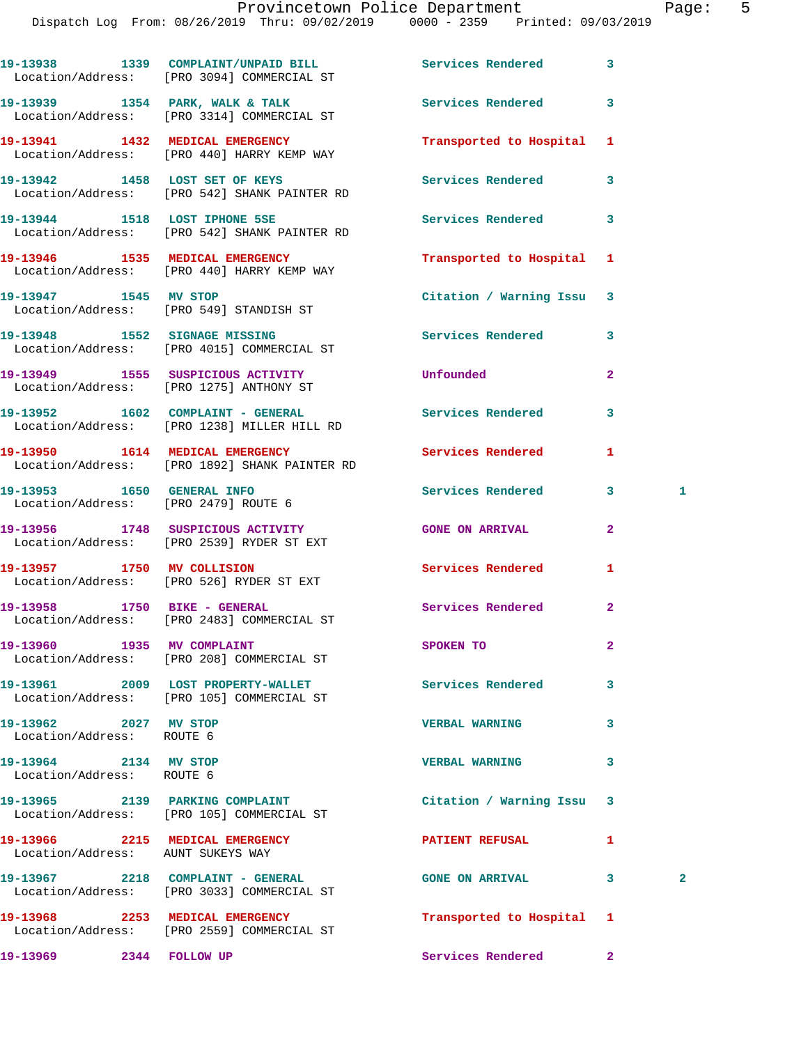| Call Number | Time | Call Reason | Action | Priority | |
|---|---|---|---|---|---|
| 19-13938 | 1339 | COMPLAINT/UNPAID BILL | Services Rendered | 3 | |
| Location/Address: | | [PRO 3094] COMMERCIAL ST | | | |
| 19-13939 | 1354 | PARK, WALK & TALK | Services Rendered | 3 | |
| Location/Address: | | [PRO 3314] COMMERCIAL ST | | | |
| 19-13941 | 1432 | MEDICAL EMERGENCY | Transported to Hospital | 1 | |
| Location/Address: | | [PRO 440] HARRY KEMP WAY | | | |
| 19-13942 | 1458 | LOST SET OF KEYS | Services Rendered | 3 | |
| Location/Address: | | [PRO 542] SHANK PAINTER RD | | | |
| 19-13944 | 1518 | LOST IPHONE 5SE | Services Rendered | 3 | |
| Location/Address: | | [PRO 542] SHANK PAINTER RD | | | |
| 19-13946 | 1535 | MEDICAL EMERGENCY | Transported to Hospital | 1 | |
| Location/Address: | | [PRO 440] HARRY KEMP WAY | | | |
| 19-13947 | 1545 | MV STOP | Citation / Warning Issu | 3 | |
| Location/Address: | | [PRO 549] STANDISH ST | | | |
| 19-13948 | 1552 | SIGNAGE MISSING | Services Rendered | 3 | |
| Location/Address: | | [PRO 4015] COMMERCIAL ST | | | |
| 19-13949 | 1555 | SUSPICIOUS ACTIVITY | Unfounded | 2 | |
| Location/Address: | | [PRO 1275] ANTHONY ST | | | |
| 19-13952 | 1602 | COMPLAINT - GENERAL | Services Rendered | 3 | |
| Location/Address: | | [PRO 1238] MILLER HILL RD | | | |
| 19-13950 | 1614 | MEDICAL EMERGENCY | Services Rendered | 1 | |
| Location/Address: | | [PRO 1892] SHANK PAINTER RD | | | |
| 19-13953 | 1650 | GENERAL INFO | Services Rendered | 3 | 1 |
| Location/Address: | | [PRO 2479] ROUTE 6 | | | |
| 19-13956 | 1748 | SUSPICIOUS ACTIVITY | GONE ON ARRIVAL | 2 | |
| Location/Address: | | [PRO 2539] RYDER ST EXT | | | |
| 19-13957 | 1750 | MV COLLISION | Services Rendered | 1 | |
| Location/Address: | | [PRO 526] RYDER ST EXT | | | |
| 19-13958 | 1750 | BIKE - GENERAL | Services Rendered | 2 | |
| Location/Address: | | [PRO 2483] COMMERCIAL ST | | | |
| 19-13960 | 1935 | MV COMPLAINT | SPOKEN TO | 2 | |
| Location/Address: | | [PRO 208] COMMERCIAL ST | | | |
| 19-13961 | 2009 | LOST PROPERTY-WALLET | Services Rendered | 3 | |
| Location/Address: | | [PRO 105] COMMERCIAL ST | | | |
| 19-13962 | 2027 | MV STOP | VERBAL WARNING | 3 | |
| Location/Address: | | ROUTE 6 | | | |
| 19-13964 | 2134 | MV STOP | VERBAL WARNING | 3 | |
| Location/Address: | | ROUTE 6 | | | |
| 19-13965 | 2139 | PARKING COMPLAINT | Citation / Warning Issu | 3 | |
| Location/Address: | | [PRO 105] COMMERCIAL ST | | | |
| 19-13966 | 2215 | MEDICAL EMERGENCY | PATIENT REFUSAL | 1 | |
| Location/Address: | | AUNT SUKEYS WAY | | | |
| 19-13967 | 2218 | COMPLAINT - GENERAL | GONE ON ARRIVAL | 3 | 2 |
| Location/Address: | | [PRO 3033] COMMERCIAL ST | | | |
| 19-13968 | 2253 | MEDICAL EMERGENCY | Transported to Hospital | 1 | |
| Location/Address: | | [PRO 2559] COMMERCIAL ST | | | |
| 19-13969 | 2344 | FOLLOW UP | Services Rendered | 2 | |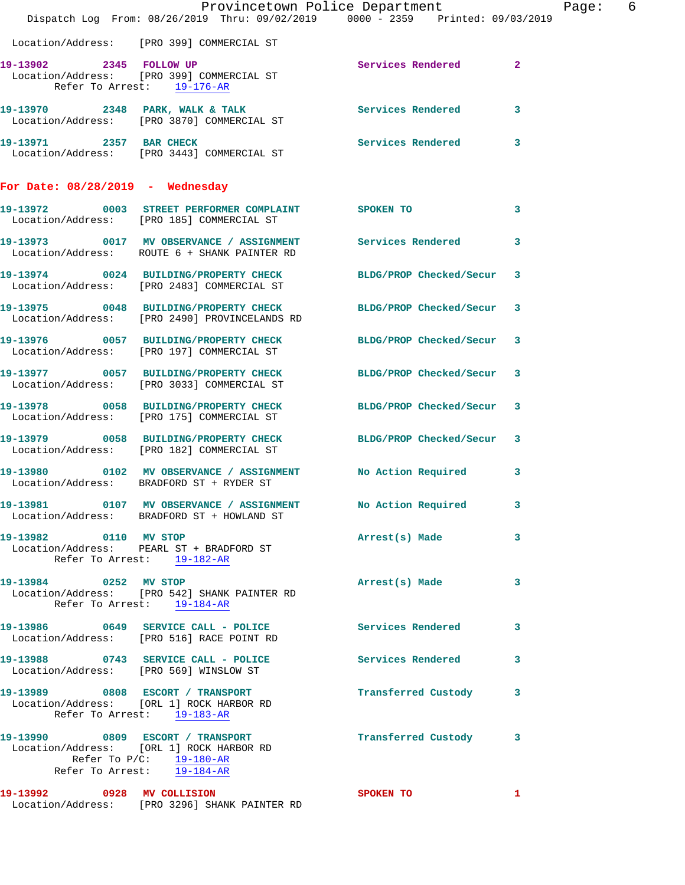Location/Address: [PRO 399] COMMERCIAL ST

**19-13902** 2345 **FOLLOW UP** Services Rendered 2
Location/Address: [PRO 399] COMMERCIAL ST
Refer To Arrest: 19-176-AR

**19-13970** 2348 **PARK, WALK & TALK** Services Rendered 3
Location/Address: [PRO 3870] COMMERCIAL ST

**19-13971** 2357 **BAR CHECK** Services Rendered 3
Location/Address: [PRO 3443] COMMERCIAL ST

## For Date: 08/28/2019 - Wednesday

**19-13972** 0003 **STREET PERFORMER COMPLAINT** SPOKEN TO 3
Location/Address: [PRO 185] COMMERCIAL ST

**19-13973** 0017 **MV OBSERVANCE / ASSIGNMENT** Services Rendered 3
Location/Address: ROUTE 6 + SHANK PAINTER RD

**19-13974** 0024 **BUILDING/PROPERTY CHECK** BLDG/PROP Checked/Secur 3
Location/Address: [PRO 2483] COMMERCIAL ST

**19-13975** 0048 **BUILDING/PROPERTY CHECK** BLDG/PROP Checked/Secur 3
Location/Address: [PRO 2490] PROVINCELANDS RD

**19-13976** 0057 **BUILDING/PROPERTY CHECK** BLDG/PROP Checked/Secur 3
Location/Address: [PRO 197] COMMERCIAL ST

**19-13977** 0057 **BUILDING/PROPERTY CHECK** BLDG/PROP Checked/Secur 3
Location/Address: [PRO 3033] COMMERCIAL ST

**19-13978** 0058 **BUILDING/PROPERTY CHECK** BLDG/PROP Checked/Secur 3
Location/Address: [PRO 175] COMMERCIAL ST

**19-13979** 0058 **BUILDING/PROPERTY CHECK** BLDG/PROP Checked/Secur 3
Location/Address: [PRO 182] COMMERCIAL ST

**19-13980** 0102 **MV OBSERVANCE / ASSIGNMENT** No Action Required 3
Location/Address: BRADFORD ST + RYDER ST

**19-13981** 0107 **MV OBSERVANCE / ASSIGNMENT** No Action Required 3
Location/Address: BRADFORD ST + HOWLAND ST

**19-13982** 0110 **MV STOP** Arrest(s) Made 3
Location/Address: PEARL ST + BRADFORD ST
Refer To Arrest: 19-182-AR

**19-13984** 0252 **MV STOP** Arrest(s) Made 3
Location/Address: [PRO 542] SHANK PAINTER RD
Refer To Arrest: 19-184-AR

**19-13986** 0649 **SERVICE CALL - POLICE** Services Rendered 3
Location/Address: [PRO 516] RACE POINT RD

**19-13988** 0743 **SERVICE CALL - POLICE** Services Rendered 3
Location/Address: [PRO 569] WINSLOW ST

**19-13989** 0808 **ESCORT / TRANSPORT** Transferred Custody 3
Location/Address: [ORL 1] ROCK HARBOR RD
Refer To Arrest: 19-183-AR

**19-13990** 0809 **ESCORT / TRANSPORT** Transferred Custody 3
Location/Address: [ORL 1] ROCK HARBOR RD
Refer To P/C: 19-180-AR
Refer To Arrest: 19-184-AR

**19-13992** 0928 **MV COLLISION** SPOKEN TO 1
Location/Address: [PRO 3296] SHANK PAINTER RD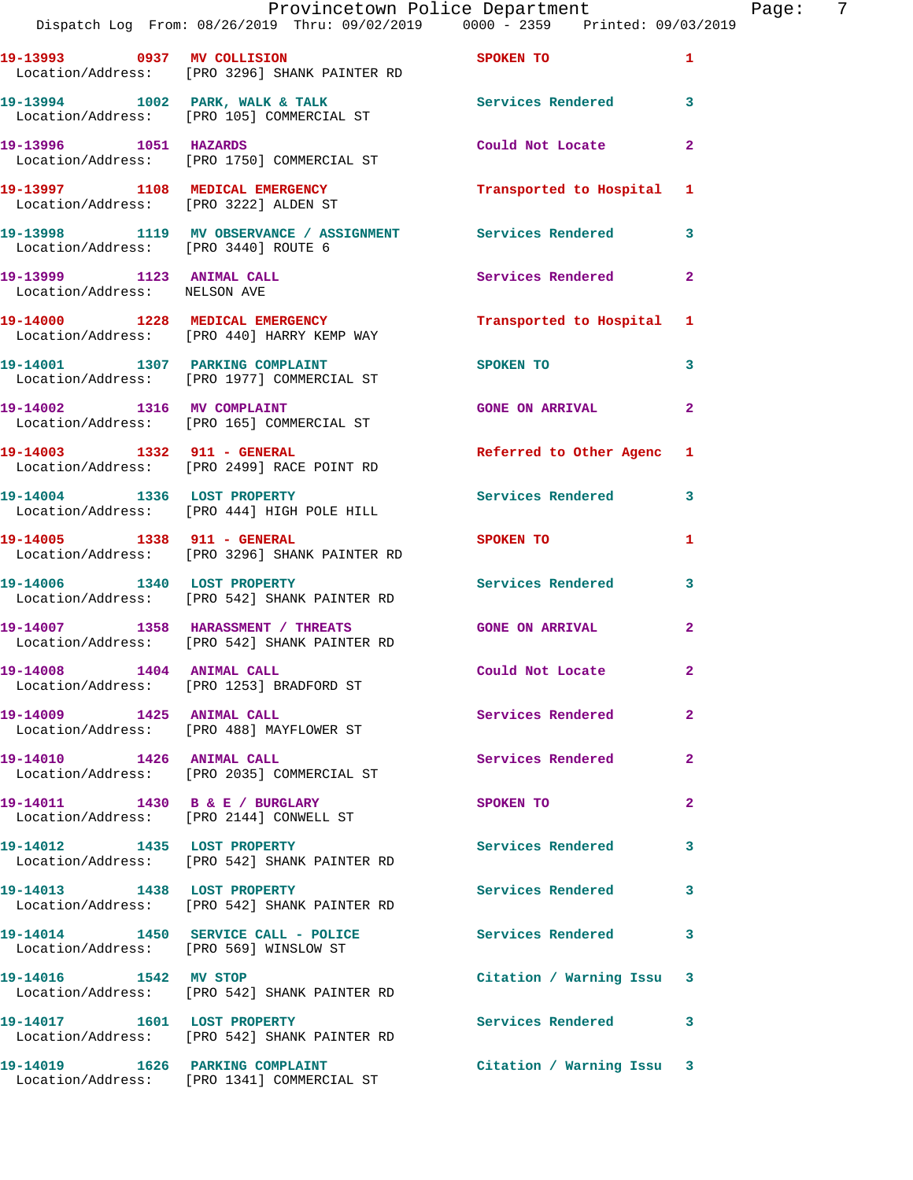| Call Number | Time | Call Reason | Action | Priority |
|---|---|---|---|---|
| 19-13993 | 0937 | MV COLLISION | SPOKEN TO | 1 |
| Location/Address: | | [PRO 3296] SHANK PAINTER RD | | |
| 19-13994 | 1002 | PARK, WALK & TALK | Services Rendered | 3 |
| Location/Address: | | [PRO 105] COMMERCIAL ST | | |
| 19-13996 | 1051 | HAZARDS | Could Not Locate | 2 |
| Location/Address: | | [PRO 1750] COMMERCIAL ST | | |
| 19-13997 | 1108 | MEDICAL EMERGENCY | Transported to Hospital | 1 |
| Location/Address: | | [PRO 3222] ALDEN ST | | |
| 19-13998 | 1119 | MV OBSERVANCE / ASSIGNMENT | Services Rendered | 3 |
| Location/Address: | | [PRO 3440] ROUTE 6 | | |
| 19-13999 | 1123 | ANIMAL CALL | Services Rendered | 2 |
| Location/Address: | | NELSON AVE | | |
| 19-14000 | 1228 | MEDICAL EMERGENCY | Transported to Hospital | 1 |
| Location/Address: | | [PRO 440] HARRY KEMP WAY | | |
| 19-14001 | 1307 | PARKING COMPLAINT | SPOKEN TO | 3 |
| Location/Address: | | [PRO 1977] COMMERCIAL ST | | |
| 19-14002 | 1316 | MV COMPLAINT | GONE ON ARRIVAL | 2 |
| Location/Address: | | [PRO 165] COMMERCIAL ST | | |
| 19-14003 | 1332 | 911 - GENERAL | Referred to Other Agenc | 1 |
| Location/Address: | | [PRO 2499] RACE POINT RD | | |
| 19-14004 | 1336 | LOST PROPERTY | Services Rendered | 3 |
| Location/Address: | | [PRO 444] HIGH POLE HILL | | |
| 19-14005 | 1338 | 911 - GENERAL | SPOKEN TO | 1 |
| Location/Address: | | [PRO 3296] SHANK PAINTER RD | | |
| 19-14006 | 1340 | LOST PROPERTY | Services Rendered | 3 |
| Location/Address: | | [PRO 542] SHANK PAINTER RD | | |
| 19-14007 | 1358 | HARASSMENT / THREATS | GONE ON ARRIVAL | 2 |
| Location/Address: | | [PRO 542] SHANK PAINTER RD | | |
| 19-14008 | 1404 | ANIMAL CALL | Could Not Locate | 2 |
| Location/Address: | | [PRO 1253] BRADFORD ST | | |
| 19-14009 | 1425 | ANIMAL CALL | Services Rendered | 2 |
| Location/Address: | | [PRO 488] MAYFLOWER ST | | |
| 19-14010 | 1426 | ANIMAL CALL | Services Rendered | 2 |
| Location/Address: | | [PRO 2035] COMMERCIAL ST | | |
| 19-14011 | 1430 | B & E / BURGLARY | SPOKEN TO | 2 |
| Location/Address: | | [PRO 2144] CONWELL ST | | |
| 19-14012 | 1435 | LOST PROPERTY | Services Rendered | 3 |
| Location/Address: | | [PRO 542] SHANK PAINTER RD | | |
| 19-14013 | 1438 | LOST PROPERTY | Services Rendered | 3 |
| Location/Address: | | [PRO 542] SHANK PAINTER RD | | |
| 19-14014 | 1450 | SERVICE CALL - POLICE | Services Rendered | 3 |
| Location/Address: | | [PRO 569] WINSLOW ST | | |
| 19-14016 | 1542 | MV STOP | Citation / Warning Issu | 3 |
| Location/Address: | | [PRO 542] SHANK PAINTER RD | | |
| 19-14017 | 1601 | LOST PROPERTY | Services Rendered | 3 |
| Location/Address: | | [PRO 542] SHANK PAINTER RD | | |
| 19-14019 | 1626 | PARKING COMPLAINT | Citation / Warning Issu | 3 |
| Location/Address: | | [PRO 1341] COMMERCIAL ST | | |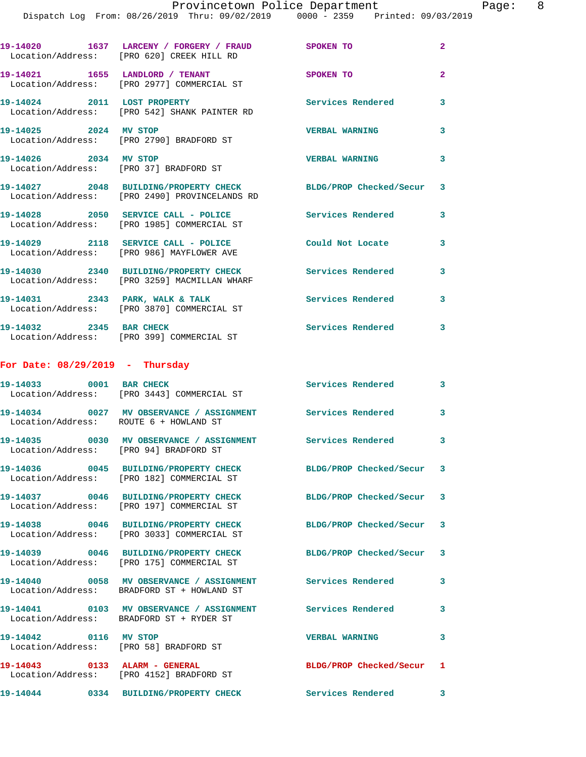| Call # | Time | Call Type | Disposition | Priority |
|---|---|---|---|---|
| 19-14020 | 1637 | LARCENY / FORGERY / FRAUD | SPOKEN TO | 2 |
| Location/Address: | | [PRO 620] CREEK HILL RD | | |
| 19-14021 | 1655 | LANDLORD / TENANT | SPOKEN TO | 2 |
| Location/Address: | | [PRO 2977] COMMERCIAL ST | | |
| 19-14024 | 2011 | LOST PROPERTY | Services Rendered | 3 |
| Location/Address: | | [PRO 542] SHANK PAINTER RD | | |
| 19-14025 | 2024 | MV STOP | VERBAL WARNING | 3 |
| Location/Address: | | [PRO 2790] BRADFORD ST | | |
| 19-14026 | 2034 | MV STOP | VERBAL WARNING | 3 |
| Location/Address: | | [PRO 37] BRADFORD ST | | |
| 19-14027 | 2048 | BUILDING/PROPERTY CHECK | BLDG/PROP Checked/Secur | 3 |
| Location/Address: | | [PRO 2490] PROVINCELANDS RD | | |
| 19-14028 | 2050 | SERVICE CALL - POLICE | Services Rendered | 3 |
| Location/Address: | | [PRO 1985] COMMERCIAL ST | | |
| 19-14029 | 2118 | SERVICE CALL - POLICE | Could Not Locate | 3 |
| Location/Address: | | [PRO 986] MAYFLOWER AVE | | |
| 19-14030 | 2340 | BUILDING/PROPERTY CHECK | Services Rendered | 3 |
| Location/Address: | | [PRO 3259] MACMILLAN WHARF | | |
| 19-14031 | 2343 | PARK, WALK & TALK | Services Rendered | 3 |
| Location/Address: | | [PRO 3870] COMMERCIAL ST | | |
| 19-14032 | 2345 | BAR CHECK | Services Rendered | 3 |
| Location/Address: | | [PRO 399] COMMERCIAL ST | | |

## For Date: 08/29/2019 - Thursday

| Call # | Time | Call Type | Disposition | Priority |
|---|---|---|---|---|
| 19-14033 | 0001 | BAR CHECK | Services Rendered | 3 |
| Location/Address: | | [PRO 3443] COMMERCIAL ST | | |
| 19-14034 | 0027 | MV OBSERVANCE / ASSIGNMENT | Services Rendered | 3 |
| Location/Address: | | ROUTE 6 + HOWLAND ST | | |
| 19-14035 | 0030 | MV OBSERVANCE / ASSIGNMENT | Services Rendered | 3 |
| Location/Address: | | [PRO 94] BRADFORD ST | | |
| 19-14036 | 0045 | BUILDING/PROPERTY CHECK | BLDG/PROP Checked/Secur | 3 |
| Location/Address: | | [PRO 182] COMMERCIAL ST | | |
| 19-14037 | 0046 | BUILDING/PROPERTY CHECK | BLDG/PROP Checked/Secur | 3 |
| Location/Address: | | [PRO 197] COMMERCIAL ST | | |
| 19-14038 | 0046 | BUILDING/PROPERTY CHECK | BLDG/PROP Checked/Secur | 3 |
| Location/Address: | | [PRO 3033] COMMERCIAL ST | | |
| 19-14039 | 0046 | BUILDING/PROPERTY CHECK | BLDG/PROP Checked/Secur | 3 |
| Location/Address: | | [PRO 175] COMMERCIAL ST | | |
| 19-14040 | 0058 | MV OBSERVANCE / ASSIGNMENT | Services Rendered | 3 |
| Location/Address: | | BRADFORD ST + HOWLAND ST | | |
| 19-14041 | 0103 | MV OBSERVANCE / ASSIGNMENT | Services Rendered | 3 |
| Location/Address: | | BRADFORD ST + RYDER ST | | |
| 19-14042 | 0116 | MV STOP | VERBAL WARNING | 3 |
| Location/Address: | | [PRO 58] BRADFORD ST | | |
| 19-14043 | 0133 | ALARM - GENERAL | BLDG/PROP Checked/Secur | 1 |
| Location/Address: | | [PRO 4152] BRADFORD ST | | |
| 19-14044 | 0334 | BUILDING/PROPERTY CHECK | Services Rendered | 3 |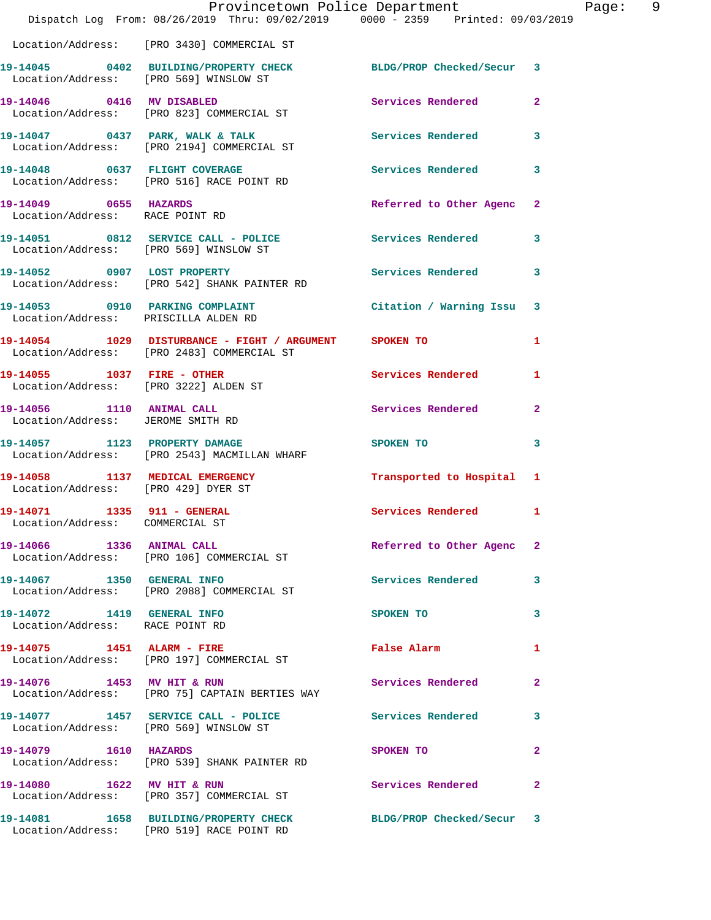Location/Address: [PRO 3430] COMMERCIAL ST

**19-14045 0402 BUILDING/PROPERTY CHECK** BLDG/PROP Checked/Secur 3
Location/Address: [PRO 569] WINSLOW ST

**19-14046 0416 MV DISABLED** Services Rendered 2
Location/Address: [PRO 823] COMMERCIAL ST

**19-14047 0437 PARK, WALK & TALK** Services Rendered 3
Location/Address: [PRO 2194] COMMERCIAL ST

**19-14048 0637 FLIGHT COVERAGE** Services Rendered 3
Location/Address: [PRO 516] RACE POINT RD

**19-14049 0655 HAZARDS** Referred to Other Agenc 2
Location/Address: RACE POINT RD

**19-14051 0812 SERVICE CALL - POLICE** Services Rendered 3
Location/Address: [PRO 569] WINSLOW ST

**19-14052 0907 LOST PROPERTY** Services Rendered 3
Location/Address: [PRO 542] SHANK PAINTER RD

**19-14053 0910 PARKING COMPLAINT** Citation / Warning Issu 3
Location/Address: PRISCILLA ALDEN RD

**19-14054 1029 DISTURBANCE - FIGHT / ARGUMENT** SPOKEN TO 1
Location/Address: [PRO 2483] COMMERCIAL ST

**19-14055 1037 FIRE - OTHER** Services Rendered 1
Location/Address: [PRO 3222] ALDEN ST

**19-14056 1110 ANIMAL CALL** Services Rendered 2
Location/Address: JEROME SMITH RD

**19-14057 1123 PROPERTY DAMAGE** SPOKEN TO 3
Location/Address: [PRO 2543] MACMILLAN WHARF

**19-14058 1137 MEDICAL EMERGENCY** Transported to Hospital 1
Location/Address: [PRO 429] DYER ST

**19-14071 1335 911 - GENERAL** Services Rendered 1
Location/Address: COMMERCIAL ST

**19-14066 1336 ANIMAL CALL** Referred to Other Agenc 2
Location/Address: [PRO 106] COMMERCIAL ST

**19-14067 1350 GENERAL INFO** Services Rendered 3
Location/Address: [PRO 2088] COMMERCIAL ST

**19-14072 1419 GENERAL INFO** SPOKEN TO 3
Location/Address: RACE POINT RD

**19-14075 1451 ALARM - FIRE** False Alarm 1
Location/Address: [PRO 197] COMMERCIAL ST

**19-14076 1453 MV HIT & RUN** Services Rendered 2
Location/Address: [PRO 75] CAPTAIN BERTIES WAY

**19-14077 1457 SERVICE CALL - POLICE** Services Rendered 3
Location/Address: [PRO 569] WINSLOW ST

**19-14079 1610 HAZARDS** SPOKEN TO 2
Location/Address: [PRO 539] SHANK PAINTER RD

**19-14080 1622 MV HIT & RUN** Services Rendered 2
Location/Address: [PRO 357] COMMERCIAL ST

**19-14081 1658 BUILDING/PROPERTY CHECK** BLDG/PROP Checked/Secur 3
Location/Address: [PRO 519] RACE POINT RD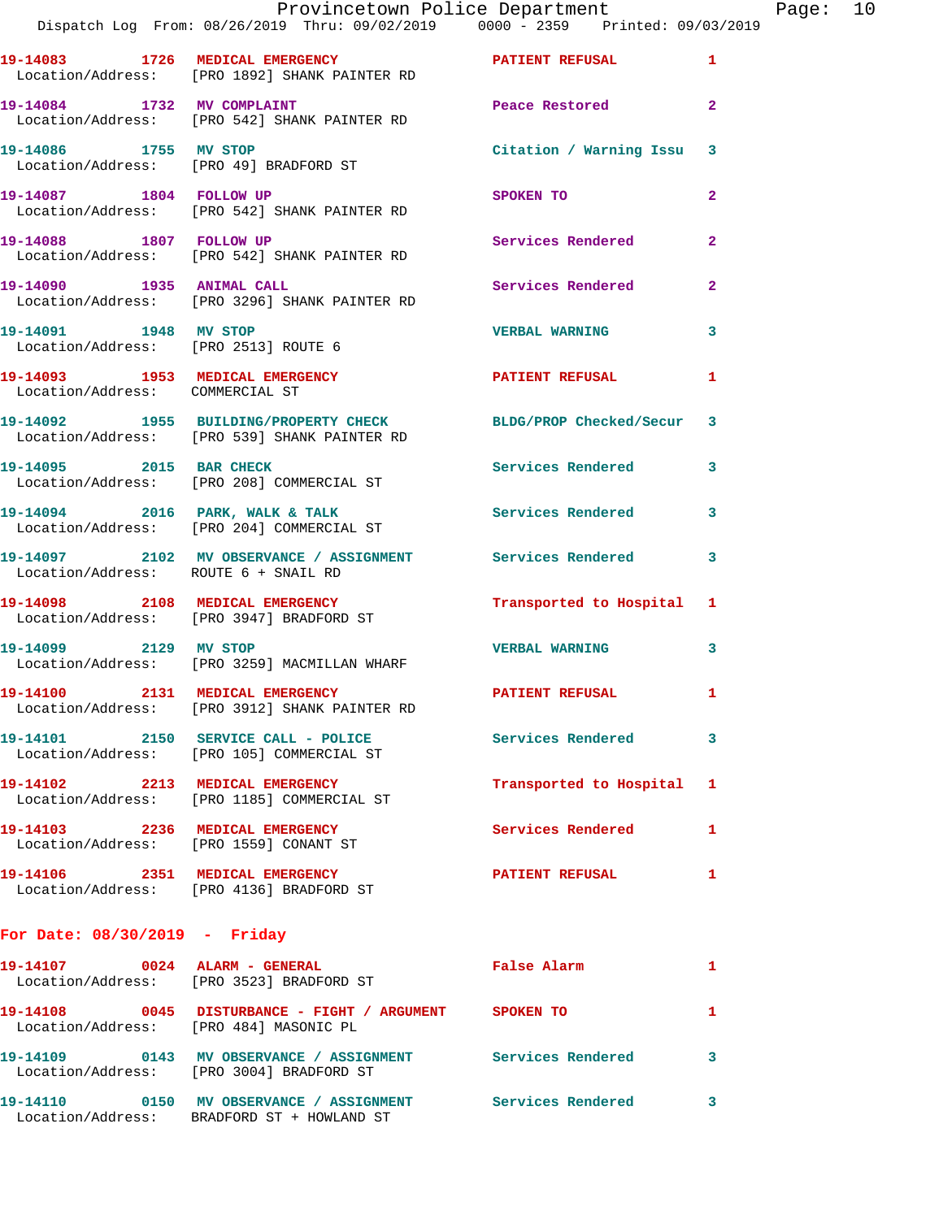19-14083 1726 MEDICAL EMERGENCY PATIENT REFUSAL 1
Location/Address: [PRO 1892] SHANK PAINTER RD

19-14084 1732 MV COMPLAINT Peace Restored 2
Location/Address: [PRO 542] SHANK PAINTER RD

19-14086 1755 MV STOP Citation / Warning Issu 3
Location/Address: [PRO 49] BRADFORD ST

19-14087 1804 FOLLOW UP SPOKEN TO 2
Location/Address: [PRO 542] SHANK PAINTER RD

19-14088 1807 FOLLOW UP Services Rendered 2
Location/Address: [PRO 542] SHANK PAINTER RD

19-14090 1935 ANIMAL CALL Services Rendered 2
Location/Address: [PRO 3296] SHANK PAINTER RD

19-14091 1948 MV STOP VERBAL WARNING 3
Location/Address: [PRO 2513] ROUTE 6

19-14093 1953 MEDICAL EMERGENCY PATIENT REFUSAL 1
Location/Address: COMMERCIAL ST

19-14092 1955 BUILDING/PROPERTY CHECK BLDG/PROP Checked/Secur 3
Location/Address: [PRO 539] SHANK PAINTER RD

19-14095 2015 BAR CHECK Services Rendered 3
Location/Address: [PRO 208] COMMERCIAL ST

19-14094 2016 PARK, WALK & TALK Services Rendered 3
Location/Address: [PRO 204] COMMERCIAL ST

19-14097 2102 MV OBSERVANCE / ASSIGNMENT Services Rendered 3
Location/Address: ROUTE 6 + SNAIL RD

19-14098 2108 MEDICAL EMERGENCY Transported to Hospital 1
Location/Address: [PRO 3947] BRADFORD ST

19-14099 2129 MV STOP VERBAL WARNING 3
Location/Address: [PRO 3259] MACMILLAN WHARF

19-14100 2131 MEDICAL EMERGENCY PATIENT REFUSAL 1
Location/Address: [PRO 3912] SHANK PAINTER RD

19-14101 2150 SERVICE CALL - POLICE Services Rendered 3
Location/Address: [PRO 105] COMMERCIAL ST

19-14102 2213 MEDICAL EMERGENCY Transported to Hospital 1
Location/Address: [PRO 1185] COMMERCIAL ST

19-14103 2236 MEDICAL EMERGENCY Services Rendered 1
Location/Address: [PRO 1559] CONANT ST

19-14106 2351 MEDICAL EMERGENCY PATIENT REFUSAL 1
Location/Address: [PRO 4136] BRADFORD ST

## For Date: 08/30/2019 - Friday

19-14107 0024 ALARM - GENERAL False Alarm 1
Location/Address: [PRO 3523] BRADFORD ST

19-14108 0045 DISTURBANCE - FIGHT / ARGUMENT SPOKEN TO 1
Location/Address: [PRO 484] MASONIC PL

19-14109 0143 MV OBSERVANCE / ASSIGNMENT Services Rendered 3
Location/Address: [PRO 3004] BRADFORD ST

19-14110 0150 MV OBSERVANCE / ASSIGNMENT Services Rendered 3
Location/Address: BRADFORD ST + HOWLAND ST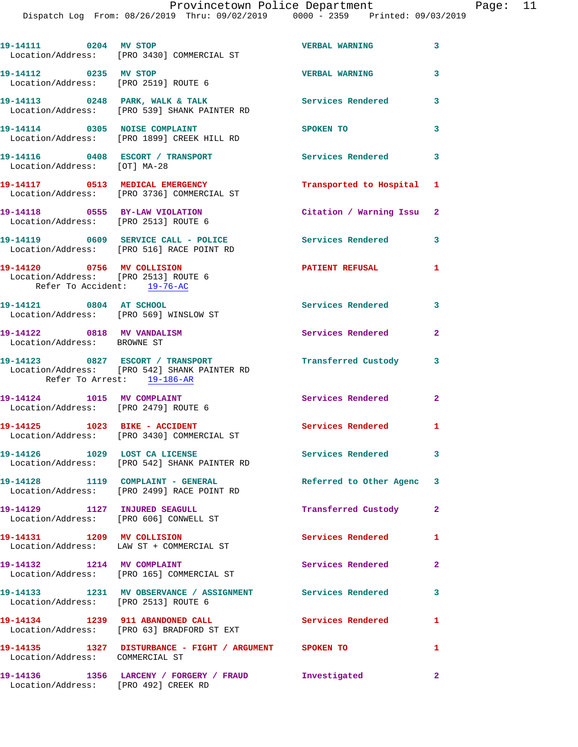19-14111 0204 MV STOP VERBAL WARNING 3
Location/Address: [PRO 3430] COMMERCIAL ST

19-14112 0235 MV STOP VERBAL WARNING 3
Location/Address: [PRO 2519] ROUTE 6

19-14113 0248 PARK, WALK & TALK Services Rendered 3
Location/Address: [PRO 539] SHANK PAINTER RD

19-14114 0305 NOISE COMPLAINT SPOKEN TO 3
Location/Address: [PRO 1899] CREEK HILL RD

19-14116 0408 ESCORT / TRANSPORT Services Rendered 3
Location/Address: [OT] MA-28

19-14117 0513 MEDICAL EMERGENCY Transported to Hospital 1
Location/Address: [PRO 3736] COMMERCIAL ST

19-14118 0555 BY-LAW VIOLATION Citation / Warning Issu 2
Location/Address: [PRO 2513] ROUTE 6

19-14119 0609 SERVICE CALL - POLICE Services Rendered 3
Location/Address: [PRO 516] RACE POINT RD

19-14120 0756 MV COLLISION PATIENT REFUSAL 1
Location/Address: [PRO 2513] ROUTE 6
Refer To Accident: 19-76-AC

19-14121 0804 AT SCHOOL Services Rendered 3
Location/Address: [PRO 569] WINSLOW ST

19-14122 0818 MV VANDALISM Services Rendered 2
Location/Address: BROWNE ST

19-14123 0827 ESCORT / TRANSPORT Transferred Custody 3
Location/Address: [PRO 542] SHANK PAINTER RD
Refer To Arrest: 19-186-AR

19-14124 1015 MV COMPLAINT Services Rendered 2
Location/Address: [PRO 2479] ROUTE 6

19-14125 1023 BIKE - ACCIDENT Services Rendered 1
Location/Address: [PRO 3430] COMMERCIAL ST

19-14126 1029 LOST CA LICENSE Services Rendered 3
Location/Address: [PRO 542] SHANK PAINTER RD

19-14128 1119 COMPLAINT - GENERAL Referred to Other Agenc 3
Location/Address: [PRO 2499] RACE POINT RD

19-14129 1127 INJURED SEAGULL Transferred Custody 2
Location/Address: [PRO 606] CONWELL ST

19-14131 1209 MV COLLISION Services Rendered 1
Location/Address: LAW ST + COMMERCIAL ST

19-14132 1214 MV COMPLAINT Services Rendered 2
Location/Address: [PRO 165] COMMERCIAL ST

19-14133 1231 MV OBSERVANCE / ASSIGNMENT Services Rendered 3
Location/Address: [PRO 2513] ROUTE 6

19-14134 1239 911 ABANDONED CALL Services Rendered 1
Location/Address: [PRO 63] BRADFORD ST EXT

19-14135 1327 DISTURBANCE - FIGHT / ARGUMENT SPOKEN TO 1
Location/Address: COMMERCIAL ST

19-14136 1356 LARCENY / FORGERY / FRAUD Investigated 2
Location/Address: [PRO 492] CREEK RD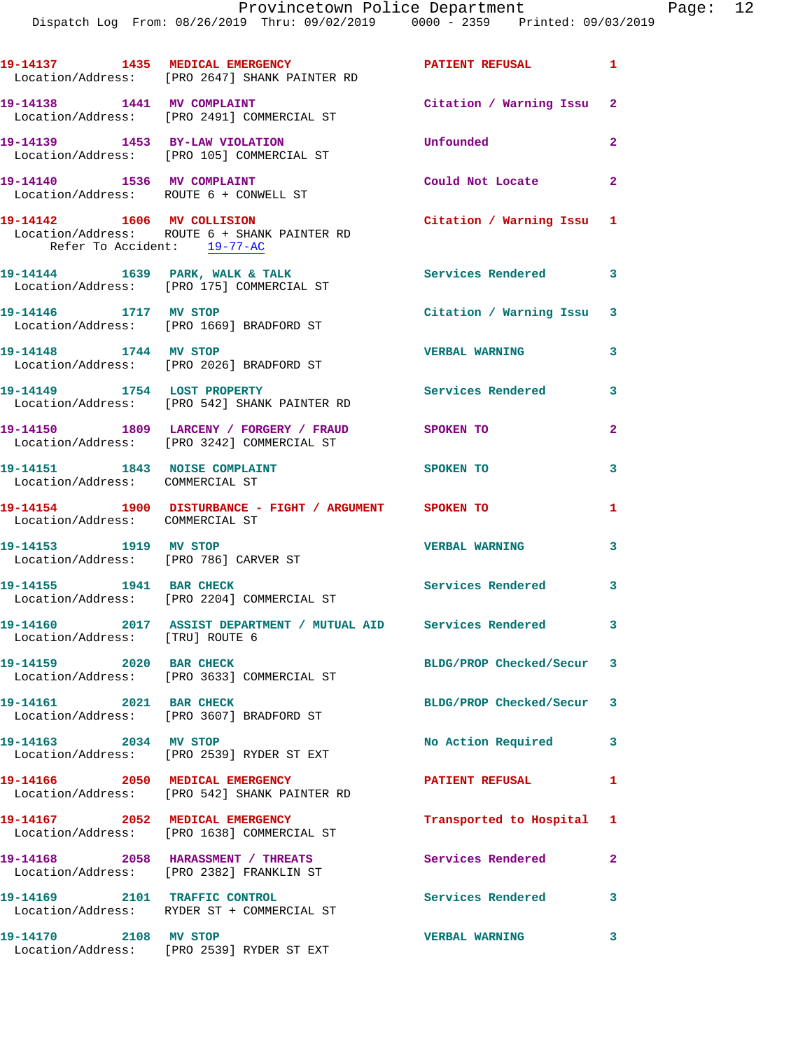| Call # | Time | Call Type | Disposition | Priority |
|---|---|---|---|---|
| 19-14137 | 1435 | MEDICAL EMERGENCY | PATIENT REFUSAL | 1 |
| Location/Address: | | [PRO 2647] SHANK PAINTER RD | | |
| 19-14138 | 1441 | MV COMPLAINT | Citation / Warning Issu | 2 |
| Location/Address: | | [PRO 2491] COMMERCIAL ST | | |
| 19-14139 | 1453 | BY-LAW VIOLATION | Unfounded | 2 |
| Location/Address: | | [PRO 105] COMMERCIAL ST | | |
| 19-14140 | 1536 | MV COMPLAINT | Could Not Locate | 2 |
| Location/Address: | | ROUTE 6 + CONWELL ST | | |
| 19-14142 | 1606 | MV COLLISION | Citation / Warning Issu | 1 |
| Location/Address: | | ROUTE 6 + SHANK PAINTER RD | | |
| Refer To Accident: | | 19-77-AC | | |
| 19-14144 | 1639 | PARK, WALK & TALK | Services Rendered | 3 |
| Location/Address: | | [PRO 175] COMMERCIAL ST | | |
| 19-14146 | 1717 | MV STOP | Citation / Warning Issu | 3 |
| Location/Address: | | [PRO 1669] BRADFORD ST | | |
| 19-14148 | 1744 | MV STOP | VERBAL WARNING | 3 |
| Location/Address: | | [PRO 2026] BRADFORD ST | | |
| 19-14149 | 1754 | LOST PROPERTY | Services Rendered | 3 |
| Location/Address: | | [PRO 542] SHANK PAINTER RD | | |
| 19-14150 | 1809 | LARCENY / FORGERY / FRAUD | SPOKEN TO | 2 |
| Location/Address: | | [PRO 3242] COMMERCIAL ST | | |
| 19-14151 | 1843 | NOISE COMPLAINT | SPOKEN TO | 3 |
| Location/Address: | | COMMERCIAL ST | | |
| 19-14154 | 1900 | DISTURBANCE - FIGHT / ARGUMENT | SPOKEN TO | 1 |
| Location/Address: | | COMMERCIAL ST | | |
| 19-14153 | 1919 | MV STOP | VERBAL WARNING | 3 |
| Location/Address: | | [PRO 786] CARVER ST | | |
| 19-14155 | 1941 | BAR CHECK | Services Rendered | 3 |
| Location/Address: | | [PRO 2204] COMMERCIAL ST | | |
| 19-14160 | 2017 | ASSIST DEPARTMENT / MUTUAL AID | Services Rendered | 3 |
| Location/Address: | | [TRU] ROUTE 6 | | |
| 19-14159 | 2020 | BAR CHECK | BLDG/PROP Checked/Secur | 3 |
| Location/Address: | | [PRO 3633] COMMERCIAL ST | | |
| 19-14161 | 2021 | BAR CHECK | BLDG/PROP Checked/Secur | 3 |
| Location/Address: | | [PRO 3607] BRADFORD ST | | |
| 19-14163 | 2034 | MV STOP | No Action Required | 3 |
| Location/Address: | | [PRO 2539] RYDER ST EXT | | |
| 19-14166 | 2050 | MEDICAL EMERGENCY | PATIENT REFUSAL | 1 |
| Location/Address: | | [PRO 542] SHANK PAINTER RD | | |
| 19-14167 | 2052 | MEDICAL EMERGENCY | Transported to Hospital | 1 |
| Location/Address: | | [PRO 1638] COMMERCIAL ST | | |
| 19-14168 | 2058 | HARASSMENT / THREATS | Services Rendered | 2 |
| Location/Address: | | [PRO 2382] FRANKLIN ST | | |
| 19-14169 | 2101 | TRAFFIC CONTROL | Services Rendered | 3 |
| Location/Address: | | RYDER ST + COMMERCIAL ST | | |
| 19-14170 | 2108 | MV STOP | VERBAL WARNING | 3 |
| Location/Address: | | [PRO 2539] RYDER ST EXT | | |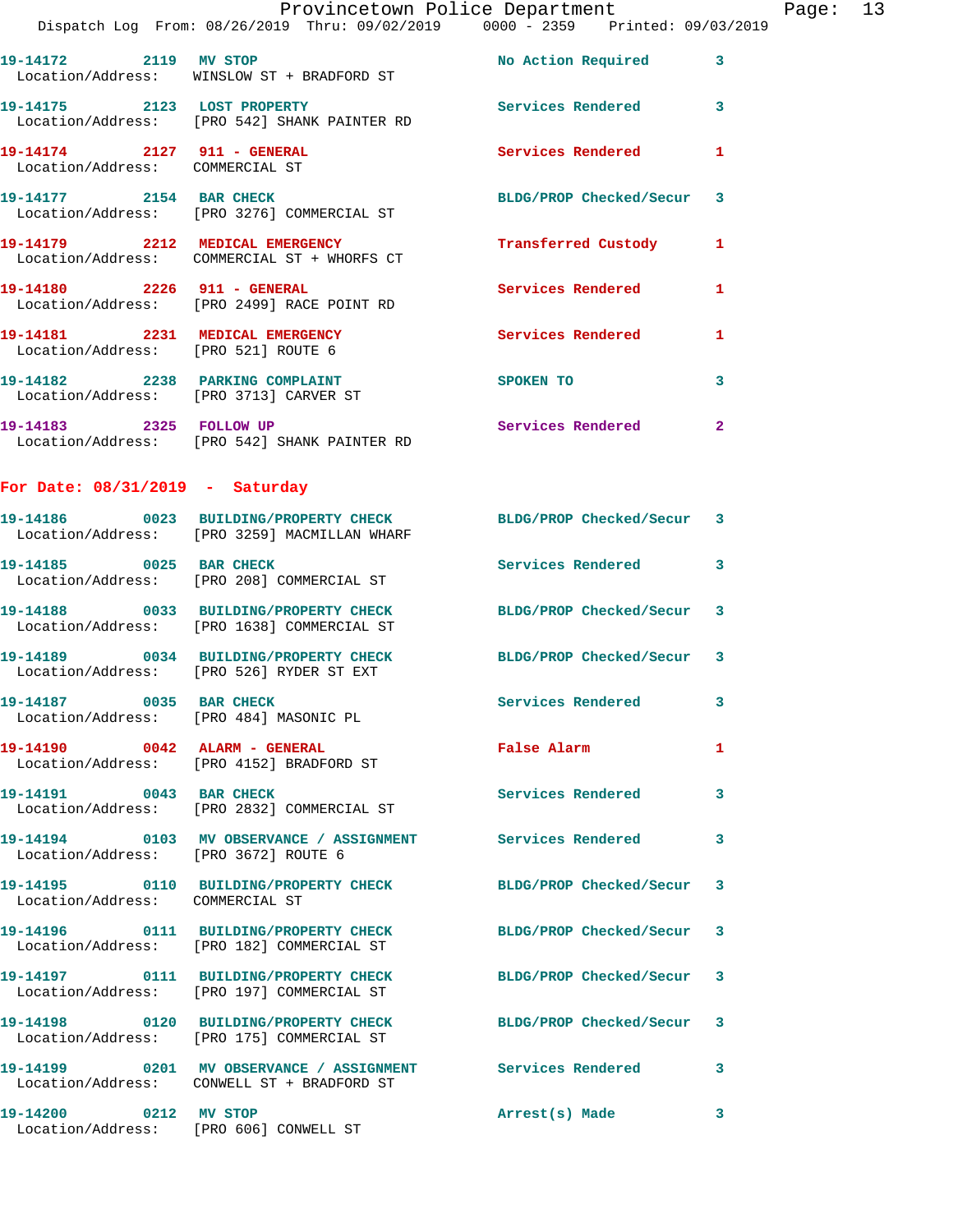19-14172 2119 MV STOP No Action Required 3
Location/Address: WINSLOW ST + BRADFORD ST

19-14175 2123 LOST PROPERTY Services Rendered 3
Location/Address: [PRO 542] SHANK PAINTER RD

19-14174 2127 911 - GENERAL Services Rendered 1
Location/Address: COMMERCIAL ST

19-14177 2154 BAR CHECK BLDG/PROP Checked/Secur 3
Location/Address: [PRO 3276] COMMERCIAL ST

19-14179 2212 MEDICAL EMERGENCY Transferred Custody 1
Location/Address: COMMERCIAL ST + WHORFS CT

19-14180 2226 911 - GENERAL Services Rendered 1
Location/Address: [PRO 2499] RACE POINT RD

19-14181 2231 MEDICAL EMERGENCY Services Rendered 1
Location/Address: [PRO 521] ROUTE 6

19-14182 2238 PARKING COMPLAINT SPOKEN TO 3
Location/Address: [PRO 3713] CARVER ST

19-14183 2325 FOLLOW UP Services Rendered 2
Location/Address: [PRO 542] SHANK PAINTER RD

## For Date: 08/31/2019 - Saturday

19-14186 0023 BUILDING/PROPERTY CHECK BLDG/PROP Checked/Secur 3
Location/Address: [PRO 3259] MACMILLAN WHARF

19-14185 0025 BAR CHECK Services Rendered 3
Location/Address: [PRO 208] COMMERCIAL ST

19-14188 0033 BUILDING/PROPERTY CHECK BLDG/PROP Checked/Secur 3
Location/Address: [PRO 1638] COMMERCIAL ST

19-14189 0034 BUILDING/PROPERTY CHECK BLDG/PROP Checked/Secur 3
Location/Address: [PRO 526] RYDER ST EXT

19-14187 0035 BAR CHECK Services Rendered 3
Location/Address: [PRO 484] MASONIC PL

19-14190 0042 ALARM - GENERAL False Alarm 1
Location/Address: [PRO 4152] BRADFORD ST

19-14191 0043 BAR CHECK Services Rendered 3
Location/Address: [PRO 2832] COMMERCIAL ST

19-14194 0103 MV OBSERVANCE / ASSIGNMENT Services Rendered 3
Location/Address: [PRO 3672] ROUTE 6

19-14195 0110 BUILDING/PROPERTY CHECK BLDG/PROP Checked/Secur 3
Location/Address: COMMERCIAL ST

19-14196 0111 BUILDING/PROPERTY CHECK BLDG/PROP Checked/Secur 3
Location/Address: [PRO 182] COMMERCIAL ST

19-14197 0111 BUILDING/PROPERTY CHECK BLDG/PROP Checked/Secur 3
Location/Address: [PRO 197] COMMERCIAL ST

19-14198 0120 BUILDING/PROPERTY CHECK BLDG/PROP Checked/Secur 3
Location/Address: [PRO 175] COMMERCIAL ST

19-14199 0201 MV OBSERVANCE / ASSIGNMENT Services Rendered 3
Location/Address: CONWELL ST + BRADFORD ST

19-14200 0212 MV STOP Arrest(s) Made 3
Location/Address: [PRO 606] CONWELL ST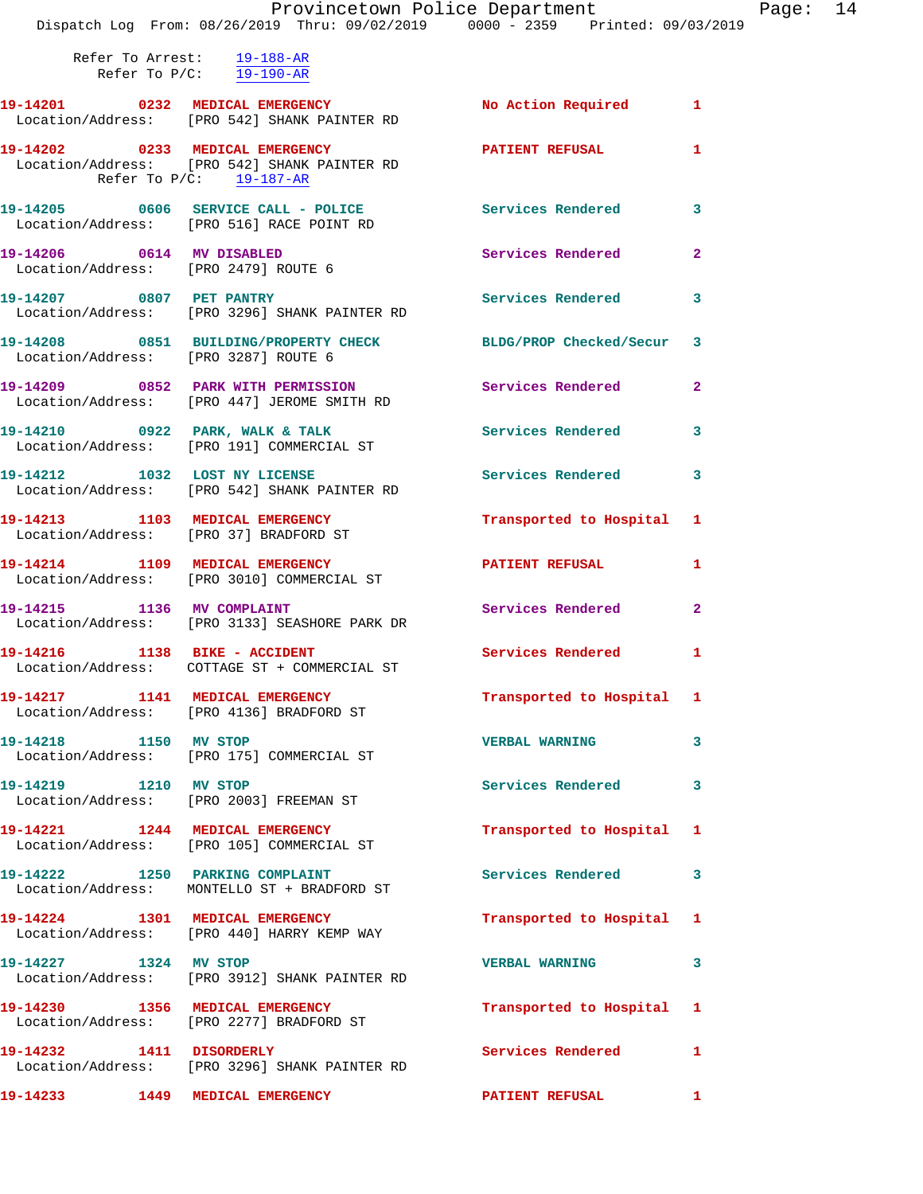Refer To Arrest: 19-188-AR
Refer To P/C: 19-190-AR

| Call Number | Time | Call Reason | Action | Priority |
|---|---|---|---|---|
| 19-14201 | 0232 | MEDICAL EMERGENCY | No Action Required | 1 |

Location/Address: [PRO 542] SHANK PAINTER RD

| Call Number | Time | Call Reason | Action | Priority |
|---|---|---|---|---|
| 19-14202 | 0233 | MEDICAL EMERGENCY | PATIENT REFUSAL | 1 |

Location/Address: [PRO 542] SHANK PAINTER RD
Refer To P/C: 19-187-AR

**19-14205** 0606 **SERVICE CALL - POLICE** — Services Rendered — 3
Location/Address: [PRO 516] RACE POINT RD

**19-14206** 0614 **MV DISABLED** — Services Rendered — 2
Location/Address: [PRO 2479] ROUTE 6

**19-14207** 0807 **PET PANTRY** — Services Rendered — 3
Location/Address: [PRO 3296] SHANK PAINTER RD

**19-14208** 0851 **BUILDING/PROPERTY CHECK** — BLDG/PROP Checked/Secur — 3
Location/Address: [PRO 3287] ROUTE 6

**19-14209** 0852 **PARK WITH PERMISSION** — Services Rendered — 2
Location/Address: [PRO 447] JEROME SMITH RD

**19-14210** 0922 **PARK, WALK & TALK** — Services Rendered — 3
Location/Address: [PRO 191] COMMERCIAL ST

**19-14212** 1032 **LOST NY LICENSE** — Services Rendered — 3
Location/Address: [PRO 542] SHANK PAINTER RD

**19-14213** 1103 **MEDICAL EMERGENCY** — Transported to Hospital — 1
Location/Address: [PRO 37] BRADFORD ST

**19-14214** 1109 **MEDICAL EMERGENCY** — PATIENT REFUSAL — 1
Location/Address: [PRO 3010] COMMERCIAL ST

**19-14215** 1136 **MV COMPLAINT** — Services Rendered — 2
Location/Address: [PRO 3133] SEASHORE PARK DR

**19-14216** 1138 **BIKE - ACCIDENT** — Services Rendered — 1
Location/Address: COTTAGE ST + COMMERCIAL ST

**19-14217** 1141 **MEDICAL EMERGENCY** — Transported to Hospital — 1
Location/Address: [PRO 4136] BRADFORD ST

**19-14218** 1150 **MV STOP** — VERBAL WARNING — 3
Location/Address: [PRO 175] COMMERCIAL ST

**19-14219** 1210 **MV STOP** — Services Rendered — 3
Location/Address: [PRO 2003] FREEMAN ST

**19-14221** 1244 **MEDICAL EMERGENCY** — Transported to Hospital — 1
Location/Address: [PRO 105] COMMERCIAL ST

**19-14222** 1250 **PARKING COMPLAINT** — Services Rendered — 3
Location/Address: MONTELLO ST + BRADFORD ST

**19-14224** 1301 **MEDICAL EMERGENCY** — Transported to Hospital — 1
Location/Address: [PRO 440] HARRY KEMP WAY

**19-14227** 1324 **MV STOP** — VERBAL WARNING — 3
Location/Address: [PRO 3912] SHANK PAINTER RD

**19-14230** 1356 **MEDICAL EMERGENCY** — Transported to Hospital — 1
Location/Address: [PRO 2277] BRADFORD ST

**19-14232** 1411 **DISORDERLY** — Services Rendered — 1
Location/Address: [PRO 3296] SHANK PAINTER RD

**19-14233** 1449 **MEDICAL EMERGENCY** — PATIENT REFUSAL — 1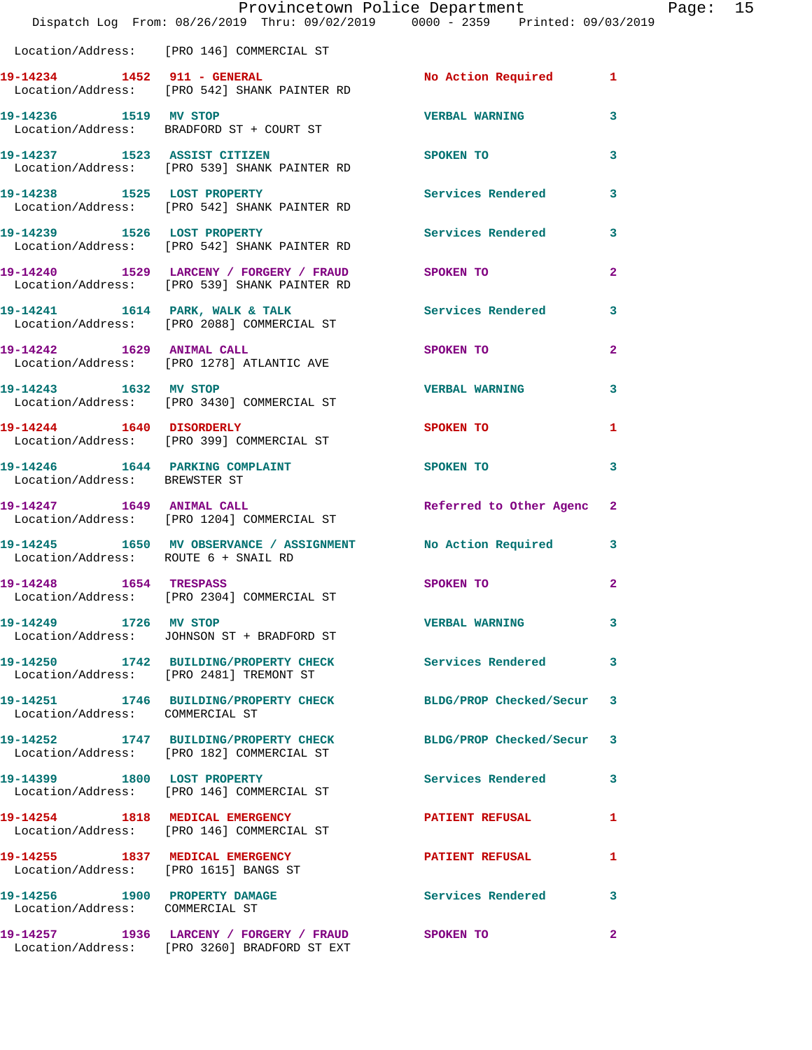Location/Address: [PRO 146] COMMERCIAL ST

| Call # | Time | Call Reason | Action | Priority |
|---|---|---|---|---|
| 19-14234 | 1452 | 911 - GENERAL | No Action Required | 1 |
| Location/Address: [PRO 542] SHANK PAINTER RD | | | | |
| 19-14236 | 1519 | MV STOP | VERBAL WARNING | 3 |
| Location/Address: BRADFORD ST + COURT ST | | | | |
| 19-14237 | 1523 | ASSIST CITIZEN | SPOKEN TO | 3 |
| Location/Address: [PRO 539] SHANK PAINTER RD | | | | |
| 19-14238 | 1525 | LOST PROPERTY | Services Rendered | 3 |
| Location/Address: [PRO 542] SHANK PAINTER RD | | | | |
| 19-14239 | 1526 | LOST PROPERTY | Services Rendered | 3 |
| Location/Address: [PRO 542] SHANK PAINTER RD | | | | |
| 19-14240 | 1529 | LARCENY / FORGERY / FRAUD | SPOKEN TO | 2 |
| Location/Address: [PRO 539] SHANK PAINTER RD | | | | |
| 19-14241 | 1614 | PARK, WALK & TALK | Services Rendered | 3 |
| Location/Address: [PRO 2088] COMMERCIAL ST | | | | |
| 19-14242 | 1629 | ANIMAL CALL | SPOKEN TO | 2 |
| Location/Address: [PRO 1278] ATLANTIC AVE | | | | |
| 19-14243 | 1632 | MV STOP | VERBAL WARNING | 3 |
| Location/Address: [PRO 3430] COMMERCIAL ST | | | | |
| 19-14244 | 1640 | DISORDERLY | SPOKEN TO | 1 |
| Location/Address: [PRO 399] COMMERCIAL ST | | | | |
| 19-14246 | 1644 | PARKING COMPLAINT | SPOKEN TO | 3 |
| Location/Address: BREWSTER ST | | | | |
| 19-14247 | 1649 | ANIMAL CALL | Referred to Other Agenc | 2 |
| Location/Address: [PRO 1204] COMMERCIAL ST | | | | |
| 19-14245 | 1650 | MV OBSERVANCE / ASSIGNMENT | No Action Required | 3 |
| Location/Address: ROUTE 6 + SNAIL RD | | | | |
| 19-14248 | 1654 | TRESPASS | SPOKEN TO | 2 |
| Location/Address: [PRO 2304] COMMERCIAL ST | | | | |
| 19-14249 | 1726 | MV STOP | VERBAL WARNING | 3 |
| Location/Address: JOHNSON ST + BRADFORD ST | | | | |
| 19-14250 | 1742 | BUILDING/PROPERTY CHECK | Services Rendered | 3 |
| Location/Address: [PRO 2481] TREMONT ST | | | | |
| 19-14251 | 1746 | BUILDING/PROPERTY CHECK | BLDG/PROP Checked/Secur | 3 |
| Location/Address: COMMERCIAL ST | | | | |
| 19-14252 | 1747 | BUILDING/PROPERTY CHECK | BLDG/PROP Checked/Secur | 3 |
| Location/Address: [PRO 182] COMMERCIAL ST | | | | |
| 19-14399 | 1800 | LOST PROPERTY | Services Rendered | 3 |
| Location/Address: [PRO 146] COMMERCIAL ST | | | | |
| 19-14254 | 1818 | MEDICAL EMERGENCY | PATIENT REFUSAL | 1 |
| Location/Address: [PRO 146] COMMERCIAL ST | | | | |
| 19-14255 | 1837 | MEDICAL EMERGENCY | PATIENT REFUSAL | 1 |
| Location/Address: [PRO 1615] BANGS ST | | | | |
| 19-14256 | 1900 | PROPERTY DAMAGE | Services Rendered | 3 |
| Location/Address: COMMERCIAL ST | | | | |
| 19-14257 | 1936 | LARCENY / FORGERY / FRAUD | SPOKEN TO | 2 |
| Location/Address: [PRO 3260] BRADFORD ST EXT | | | | |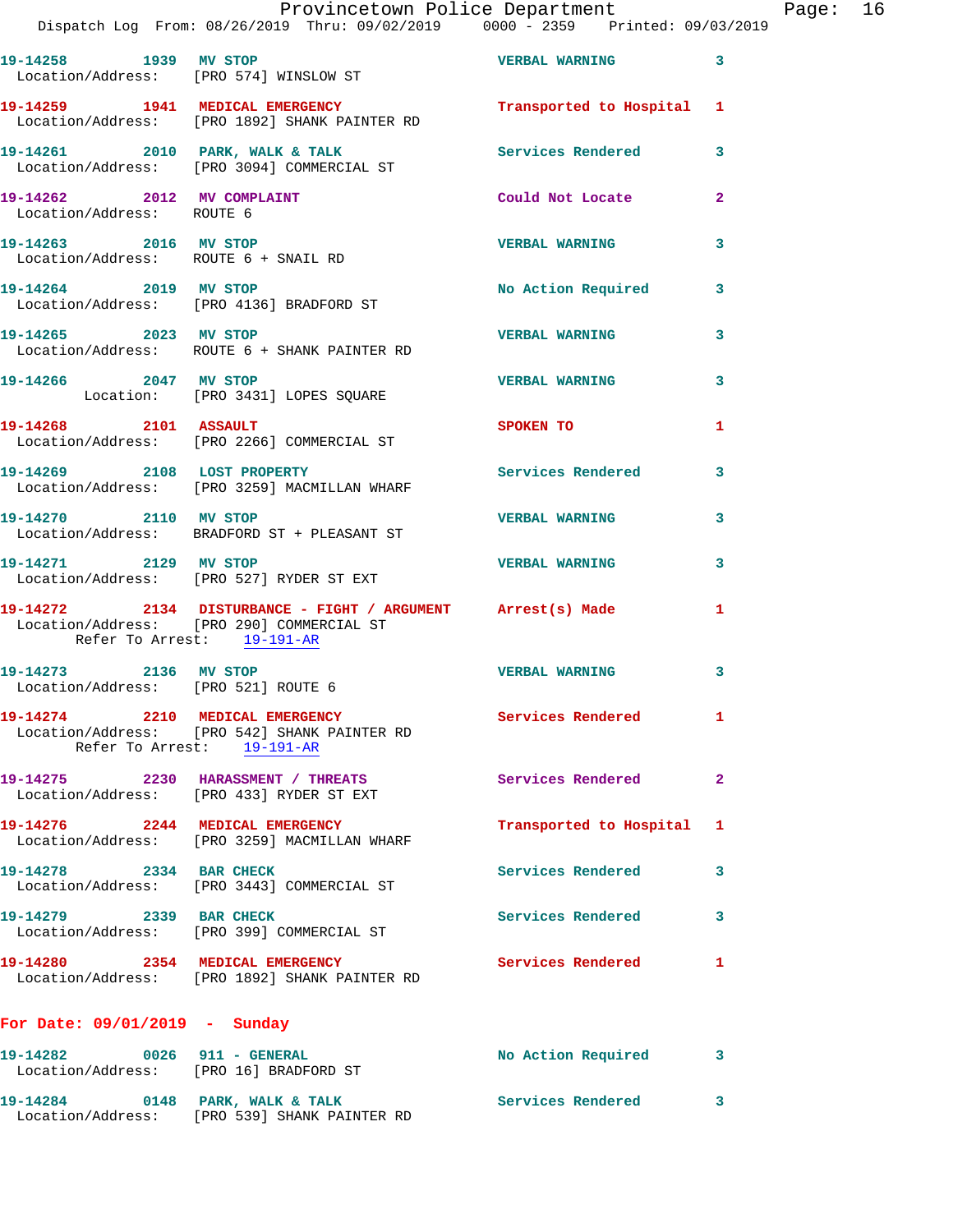19-14258 1939 MV STOP VERBAL WARNING 3
Location/Address: [PRO 574] WINSLOW ST

19-14259 1941 MEDICAL EMERGENCY Transported to Hospital 1
Location/Address: [PRO 1892] SHANK PAINTER RD

19-14261 2010 PARK, WALK & TALK Services Rendered 3
Location/Address: [PRO 3094] COMMERCIAL ST

19-14262 2012 MV COMPLAINT Could Not Locate 2
Location/Address: ROUTE 6

19-14263 2016 MV STOP VERBAL WARNING 3
Location/Address: ROUTE 6 + SNAIL RD

19-14264 2019 MV STOP No Action Required 3
Location/Address: [PRO 4136] BRADFORD ST

19-14265 2023 MV STOP VERBAL WARNING 3
Location/Address: ROUTE 6 + SHANK PAINTER RD

19-14266 2047 MV STOP VERBAL WARNING 3
Location: [PRO 3431] LOPES SQUARE

19-14268 2101 ASSAULT SPOKEN TO 1
Location/Address: [PRO 2266] COMMERCIAL ST

19-14269 2108 LOST PROPERTY Services Rendered 3
Location/Address: [PRO 3259] MACMILLAN WHARF

19-14270 2110 MV STOP VERBAL WARNING 3
Location/Address: BRADFORD ST + PLEASANT ST

19-14271 2129 MV STOP VERBAL WARNING 3
Location/Address: [PRO 527] RYDER ST EXT

19-14272 2134 DISTURBANCE - FIGHT / ARGUMENT Arrest(s) Made 1
Location/Address: [PRO 290] COMMERCIAL ST
Refer To Arrest: 19-191-AR

19-14273 2136 MV STOP VERBAL WARNING 3
Location/Address: [PRO 521] ROUTE 6

19-14274 2210 MEDICAL EMERGENCY Services Rendered 1
Location/Address: [PRO 542] SHANK PAINTER RD
Refer To Arrest: 19-191-AR

19-14275 2230 HARASSMENT / THREATS Services Rendered 2
Location/Address: [PRO 433] RYDER ST EXT

19-14276 2244 MEDICAL EMERGENCY Transported to Hospital 1
Location/Address: [PRO 3259] MACMILLAN WHARF

19-14278 2334 BAR CHECK Services Rendered 3
Location/Address: [PRO 3443] COMMERCIAL ST

19-14279 2339 BAR CHECK Services Rendered 3
Location/Address: [PRO 399] COMMERCIAL ST

19-14280 2354 MEDICAL EMERGENCY Services Rendered 1
Location/Address: [PRO 1892] SHANK PAINTER RD

**For Date: 09/01/2019 - Sunday**

19-14282 0026 911 - GENERAL No Action Required 3
Location/Address: [PRO 16] BRADFORD ST

19-14284 0148 PARK, WALK & TALK Services Rendered 3
Location/Address: [PRO 539] SHANK PAINTER RD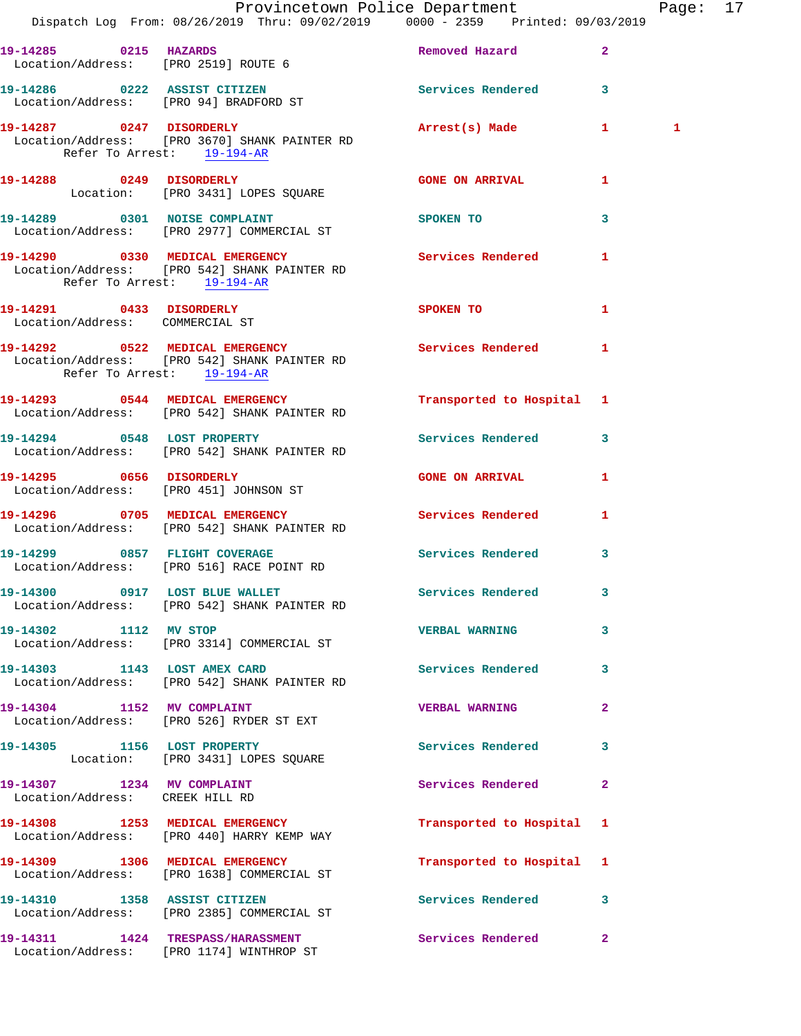| Call Number | Time | Call Reason | Action | Priority | Arrests |
|---|---|---|---|---|---|
| 19-14285 | 0215 | HAZARDS<br>Location/Address: [PRO 2519] ROUTE 6 | Removed Hazard | 2 | |
| 19-14286 | 0222 | ASSIST CITIZEN<br>Location/Address: [PRO 94] BRADFORD ST | Services Rendered | 3 | |
| 19-14287 | 0247 | DISORDERLY<br>Location/Address: [PRO 3670] SHANK PAINTER RD<br>Refer To Arrest: 19-194-AR | Arrest(s) Made | 1 | 1 |
| 19-14288 | 0249 | DISORDERLY<br>Location: [PRO 3431] LOPES SQUARE | GONE ON ARRIVAL | 1 | |
| 19-14289 | 0301 | NOISE COMPLAINT<br>Location/Address: [PRO 2977] COMMERCIAL ST | SPOKEN TO | 3 | |
| 19-14290 | 0330 | MEDICAL EMERGENCY<br>Location/Address: [PRO 542] SHANK PAINTER RD<br>Refer To Arrest: 19-194-AR | Services Rendered | 1 | |
| 19-14291 | 0433 | DISORDERLY<br>Location/Address: COMMERCIAL ST | SPOKEN TO | 1 | |
| 19-14292 | 0522 | MEDICAL EMERGENCY<br>Location/Address: [PRO 542] SHANK PAINTER RD<br>Refer To Arrest: 19-194-AR | Services Rendered | 1 | |
| 19-14293 | 0544 | MEDICAL EMERGENCY<br>Location/Address: [PRO 542] SHANK PAINTER RD | Transported to Hospital | 1 | |
| 19-14294 | 0548 | LOST PROPERTY<br>Location/Address: [PRO 542] SHANK PAINTER RD | Services Rendered | 3 | |
| 19-14295 | 0656 | DISORDERLY<br>Location/Address: [PRO 451] JOHNSON ST | GONE ON ARRIVAL | 1 | |
| 19-14296 | 0705 | MEDICAL EMERGENCY<br>Location/Address: [PRO 542] SHANK PAINTER RD | Services Rendered | 1 | |
| 19-14299 | 0857 | FLIGHT COVERAGE<br>Location/Address: [PRO 516] RACE POINT RD | Services Rendered | 3 | |
| 19-14300 | 0917 | LOST BLUE WALLET<br>Location/Address: [PRO 542] SHANK PAINTER RD | Services Rendered | 3 | |
| 19-14302 | 1112 | MV STOP<br>Location/Address: [PRO 3314] COMMERCIAL ST | VERBAL WARNING | 3 | |
| 19-14303 | 1143 | LOST AMEX CARD<br>Location/Address: [PRO 542] SHANK PAINTER RD | Services Rendered | 3 | |
| 19-14304 | 1152 | MV COMPLAINT<br>Location/Address: [PRO 526] RYDER ST EXT | VERBAL WARNING | 2 | |
| 19-14305 | 1156 | LOST PROPERTY<br>Location: [PRO 3431] LOPES SQUARE | Services Rendered | 3 | |
| 19-14307 | 1234 | MV COMPLAINT<br>Location/Address: CREEK HILL RD | Services Rendered | 2 | |
| 19-14308 | 1253 | MEDICAL EMERGENCY<br>Location/Address: [PRO 440] HARRY KEMP WAY | Transported to Hospital | 1 | |
| 19-14309 | 1306 | MEDICAL EMERGENCY<br>Location/Address: [PRO 1638] COMMERCIAL ST | Transported to Hospital | 1 | |
| 19-14310 | 1358 | ASSIST CITIZEN<br>Location/Address: [PRO 2385] COMMERCIAL ST | Services Rendered | 3 | |
| 19-14311 | 1424 | TRESPASS/HARASSMENT<br>Location/Address: [PRO 1174] WINTHROP ST | Services Rendered | 2 | |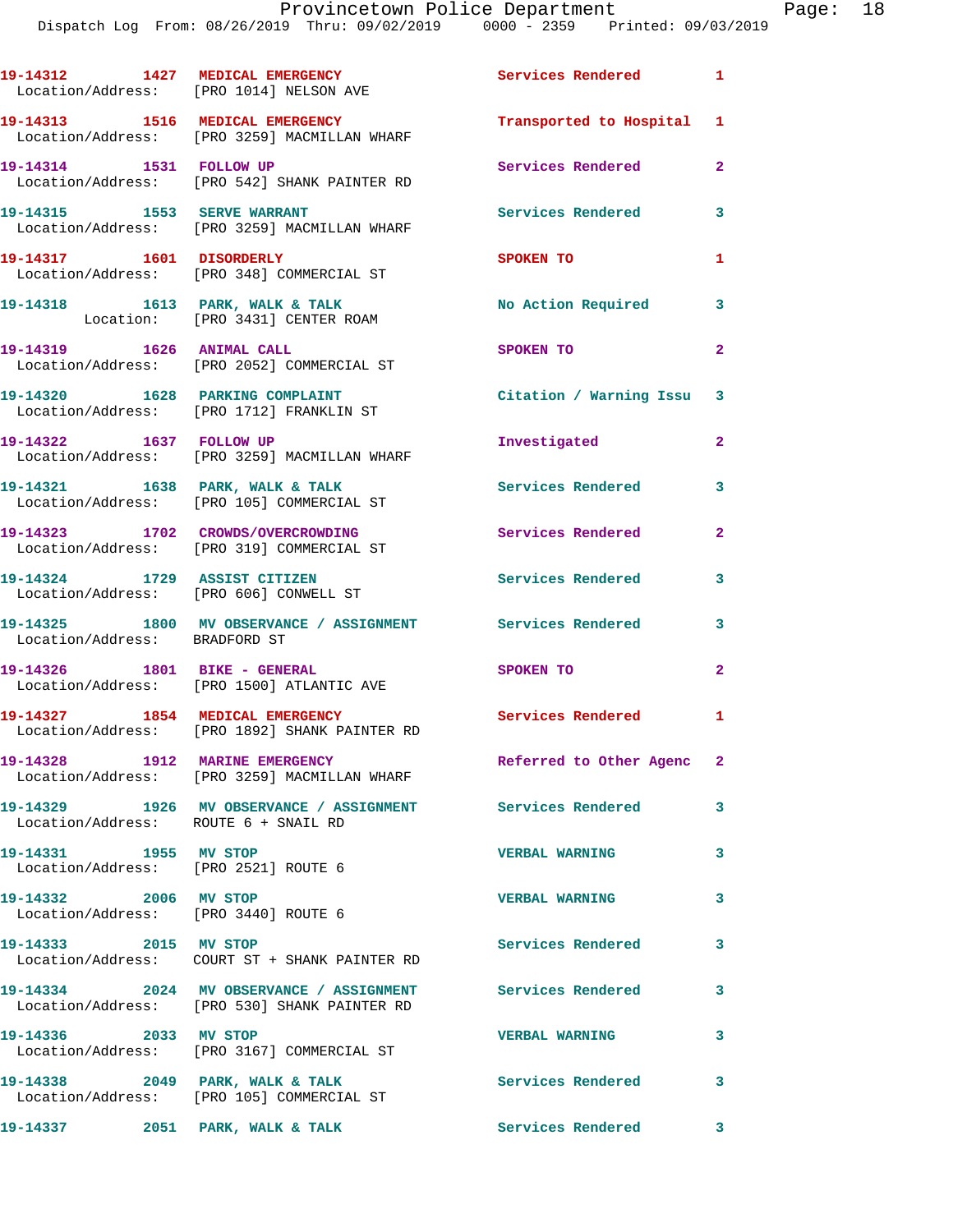19-14312 1427 MEDICAL EMERGENCY Services Rendered 1
Location/Address: [PRO 1014] NELSON AVE

19-14313 1516 MEDICAL EMERGENCY Transported to Hospital 1
Location/Address: [PRO 3259] MACMILLAN WHARF

19-14314 1531 FOLLOW UP Services Rendered 2
Location/Address: [PRO 542] SHANK PAINTER RD

19-14315 1553 SERVE WARRANT Services Rendered 3
Location/Address: [PRO 3259] MACMILLAN WHARF

19-14317 1601 DISORDERLY SPOKEN TO 1
Location/Address: [PRO 348] COMMERCIAL ST

19-14318 1613 PARK, WALK & TALK No Action Required 3
Location: [PRO 3431] CENTER ROAM

19-14319 1626 ANIMAL CALL SPOKEN TO 2
Location/Address: [PRO 2052] COMMERCIAL ST

19-14320 1628 PARKING COMPLAINT Citation / Warning Issu 3
Location/Address: [PRO 1712] FRANKLIN ST

19-14322 1637 FOLLOW UP Investigated 2
Location/Address: [PRO 3259] MACMILLAN WHARF

19-14321 1638 PARK, WALK & TALK Services Rendered 3
Location/Address: [PRO 105] COMMERCIAL ST

19-14323 1702 CROWDS/OVERCROWDING Services Rendered 2
Location/Address: [PRO 319] COMMERCIAL ST

19-14324 1729 ASSIST CITIZEN Services Rendered 3
Location/Address: [PRO 606] CONWELL ST

19-14325 1800 MV OBSERVANCE / ASSIGNMENT Services Rendered 3
Location/Address: BRADFORD ST

19-14326 1801 BIKE - GENERAL SPOKEN TO 2
Location/Address: [PRO 1500] ATLANTIC AVE

19-14327 1854 MEDICAL EMERGENCY Services Rendered 1
Location/Address: [PRO 1892] SHANK PAINTER RD

19-14328 1912 MARINE EMERGENCY Referred to Other Agenc 2
Location/Address: [PRO 3259] MACMILLAN WHARF

19-14329 1926 MV OBSERVANCE / ASSIGNMENT Services Rendered 3
Location/Address: ROUTE 6 + SNAIL RD

19-14331 1955 MV STOP VERBAL WARNING 3
Location/Address: [PRO 2521] ROUTE 6

19-14332 2006 MV STOP VERBAL WARNING 3
Location/Address: [PRO 3440] ROUTE 6

19-14333 2015 MV STOP Services Rendered 3
Location/Address: COURT ST + SHANK PAINTER RD

19-14334 2024 MV OBSERVANCE / ASSIGNMENT Services Rendered 3
Location/Address: [PRO 530] SHANK PAINTER RD

19-14336 2033 MV STOP VERBAL WARNING 3
Location/Address: [PRO 3167] COMMERCIAL ST

19-14338 2049 PARK, WALK & TALK Services Rendered 3
Location/Address: [PRO 105] COMMERCIAL ST

19-14337 2051 PARK, WALK & TALK Services Rendered 3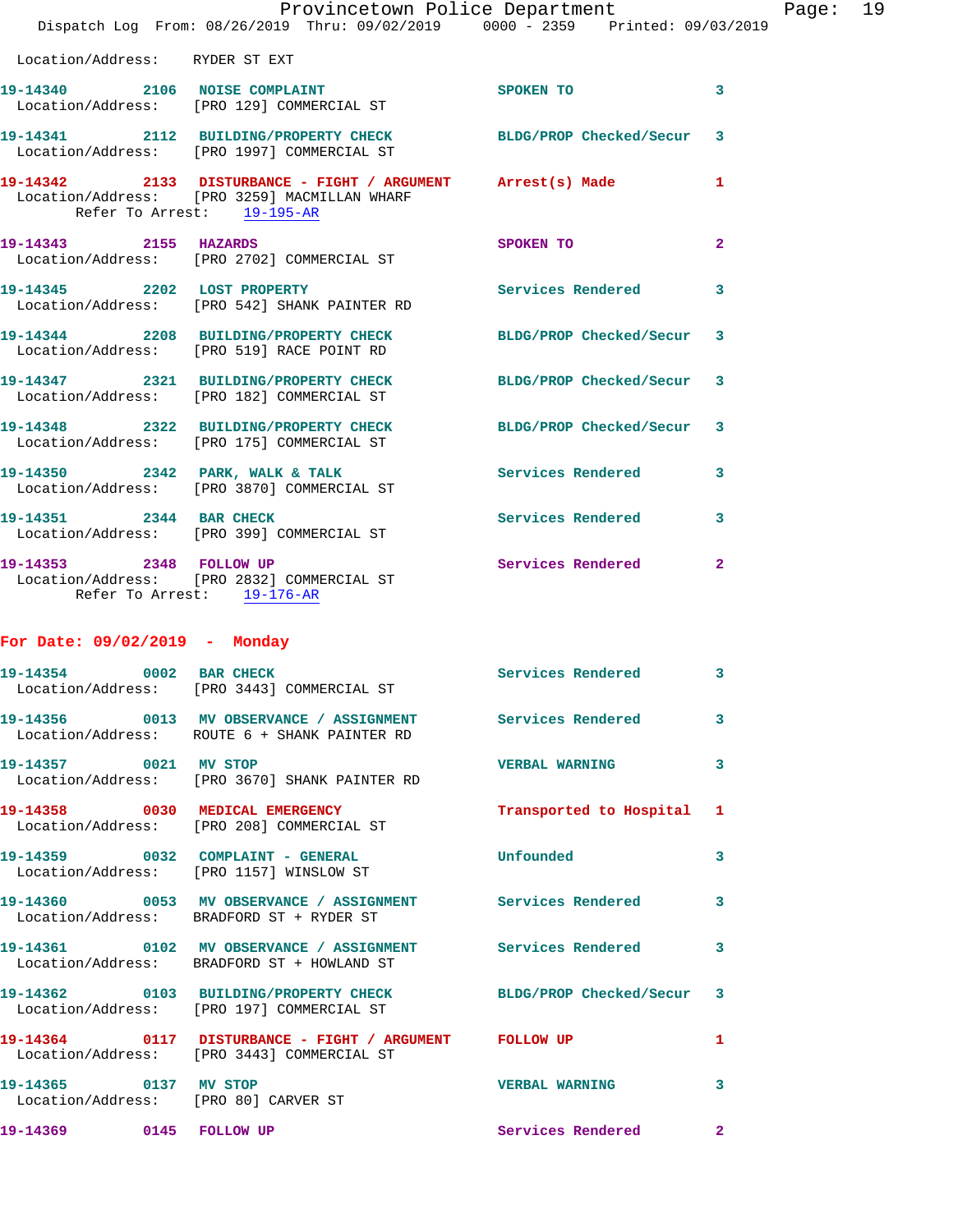Location/Address: RYDER ST EXT

| Call # | Time | Call Reason | Action | Priority |
|---|---|---|---|---|
| 19-14340 | 2106 | NOISE COMPLAINT | SPOKEN TO | 3 |

Location/Address: [PRO 129] COMMERCIAL ST

| Call # | Time | Call Reason | Action | Priority |
|---|---|---|---|---|
| 19-14341 | 2112 | BUILDING/PROPERTY CHECK | BLDG/PROP Checked/Secur | 3 |

Location/Address: [PRO 1997] COMMERCIAL ST

| Call # | Time | Call Reason | Action | Priority |
|---|---|---|---|---|
| 19-14342 | 2133 | DISTURBANCE - FIGHT / ARGUMENT | Arrest(s) Made | 1 |

Location/Address: [PRO 3259] MACMILLAN WHARF
Refer To Arrest: 19-195-AR

| Call # | Time | Call Reason | Action | Priority |
|---|---|---|---|---|
| 19-14343 | 2155 | HAZARDS | SPOKEN TO | 2 |

Location/Address: [PRO 2702] COMMERCIAL ST

| Call # | Time | Call Reason | Action | Priority |
|---|---|---|---|---|
| 19-14345 | 2202 | LOST PROPERTY | Services Rendered | 3 |

Location/Address: [PRO 542] SHANK PAINTER RD

| Call # | Time | Call Reason | Action | Priority |
|---|---|---|---|---|
| 19-14344 | 2208 | BUILDING/PROPERTY CHECK | BLDG/PROP Checked/Secur | 3 |

Location/Address: [PRO 519] RACE POINT RD

| Call # | Time | Call Reason | Action | Priority |
|---|---|---|---|---|
| 19-14347 | 2321 | BUILDING/PROPERTY CHECK | BLDG/PROP Checked/Secur | 3 |

Location/Address: [PRO 182] COMMERCIAL ST

| Call # | Time | Call Reason | Action | Priority |
|---|---|---|---|---|
| 19-14348 | 2322 | BUILDING/PROPERTY CHECK | BLDG/PROP Checked/Secur | 3 |

Location/Address: [PRO 175] COMMERCIAL ST

| Call # | Time | Call Reason | Action | Priority |
|---|---|---|---|---|
| 19-14350 | 2342 | PARK, WALK & TALK | Services Rendered | 3 |

Location/Address: [PRO 3870] COMMERCIAL ST

| Call # | Time | Call Reason | Action | Priority |
|---|---|---|---|---|
| 19-14351 | 2344 | BAR CHECK | Services Rendered | 3 |

Location/Address: [PRO 399] COMMERCIAL ST

| Call # | Time | Call Reason | Action | Priority |
|---|---|---|---|---|
| 19-14353 | 2348 | FOLLOW UP | Services Rendered | 2 |

Location/Address: [PRO 2832] COMMERCIAL ST
Refer To Arrest: 19-176-AR

## For Date: 09/02/2019 - Monday

| Call # | Time | Call Reason | Action | Priority |
|---|---|---|---|---|
| 19-14354 | 0002 | BAR CHECK | Services Rendered | 3 |

Location/Address: [PRO 3443] COMMERCIAL ST

| Call # | Time | Call Reason | Action | Priority |
|---|---|---|---|---|
| 19-14356 | 0013 | MV OBSERVANCE / ASSIGNMENT | Services Rendered | 3 |

Location/Address: ROUTE 6 + SHANK PAINTER RD

| Call # | Time | Call Reason | Action | Priority |
|---|---|---|---|---|
| 19-14357 | 0021 | MV STOP | VERBAL WARNING | 3 |

Location/Address: [PRO 3670] SHANK PAINTER RD

| Call # | Time | Call Reason | Action | Priority |
|---|---|---|---|---|
| 19-14358 | 0030 | MEDICAL EMERGENCY | Transported to Hospital | 1 |

Location/Address: [PRO 208] COMMERCIAL ST

| Call # | Time | Call Reason | Action | Priority |
|---|---|---|---|---|
| 19-14359 | 0032 | COMPLAINT - GENERAL | Unfounded | 3 |

Location/Address: [PRO 1157] WINSLOW ST

| Call # | Time | Call Reason | Action | Priority |
|---|---|---|---|---|
| 19-14360 | 0053 | MV OBSERVANCE / ASSIGNMENT | Services Rendered | 3 |

Location/Address: BRADFORD ST + RYDER ST

| Call # | Time | Call Reason | Action | Priority |
|---|---|---|---|---|
| 19-14361 | 0102 | MV OBSERVANCE / ASSIGNMENT | Services Rendered | 3 |

Location/Address: BRADFORD ST + HOWLAND ST

| Call # | Time | Call Reason | Action | Priority |
|---|---|---|---|---|
| 19-14362 | 0103 | BUILDING/PROPERTY CHECK | BLDG/PROP Checked/Secur | 3 |

Location/Address: [PRO 197] COMMERCIAL ST

| Call # | Time | Call Reason | Action | Priority |
|---|---|---|---|---|
| 19-14364 | 0117 | DISTURBANCE - FIGHT / ARGUMENT | FOLLOW UP | 1 |

Location/Address: [PRO 3443] COMMERCIAL ST

| Call # | Time | Call Reason | Action | Priority |
|---|---|---|---|---|
| 19-14365 | 0137 | MV STOP | VERBAL WARNING | 3 |

Location/Address: [PRO 80] CARVER ST

| Call # | Time | Call Reason | Action | Priority |
|---|---|---|---|---|
| 19-14369 | 0145 | FOLLOW UP | Services Rendered | 2 |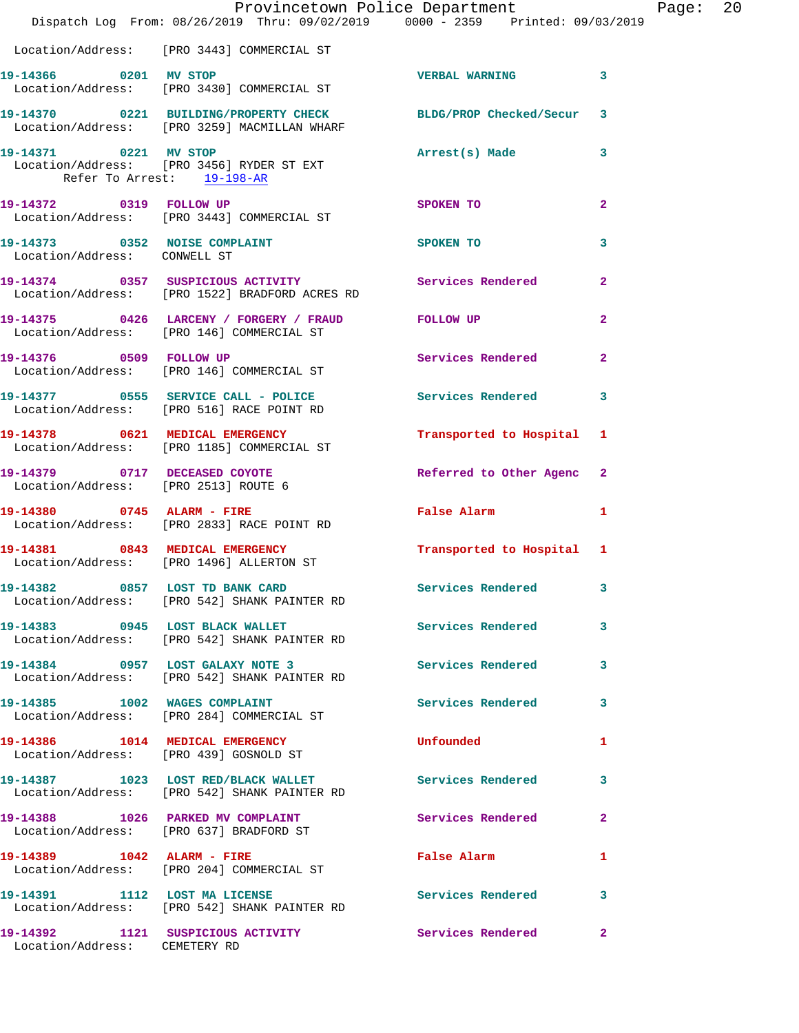Location/Address: [PRO 3443] COMMERCIAL ST

**19-14366 0201 MV STOP** VERBAL WARNING 3
Location/Address: [PRO 3430] COMMERCIAL ST

**19-14370 0221 BUILDING/PROPERTY CHECK** BLDG/PROP Checked/Secur 3
Location/Address: [PRO 3259] MACMILLAN WHARF

**19-14371 0221 MV STOP** Arrest(s) Made 3
Location/Address: [PRO 3456] RYDER ST EXT
Refer To Arrest: 19-198-AR

**19-14372 0319 FOLLOW UP** SPOKEN TO 2
Location/Address: [PRO 3443] COMMERCIAL ST

**19-14373 0352 NOISE COMPLAINT** SPOKEN TO 3
Location/Address: CONWELL ST

**19-14374 0357 SUSPICIOUS ACTIVITY** Services Rendered 2
Location/Address: [PRO 1522] BRADFORD ACRES RD

**19-14375 0426 LARCENY / FORGERY / FRAUD** FOLLOW UP 2
Location/Address: [PRO 146] COMMERCIAL ST

**19-14376 0509 FOLLOW UP** Services Rendered 2
Location/Address: [PRO 146] COMMERCIAL ST

**19-14377 0555 SERVICE CALL - POLICE** Services Rendered 3
Location/Address: [PRO 516] RACE POINT RD

**19-14378 0621 MEDICAL EMERGENCY** Transported to Hospital 1
Location/Address: [PRO 1185] COMMERCIAL ST

**19-14379 0717 DECEASED COYOTE** Referred to Other Agenc 2
Location/Address: [PRO 2513] ROUTE 6

**19-14380 0745 ALARM - FIRE** False Alarm 1
Location/Address: [PRO 2833] RACE POINT RD

**19-14381 0843 MEDICAL EMERGENCY** Transported to Hospital 1
Location/Address: [PRO 1496] ALLERTON ST

**19-14382 0857 LOST TD BANK CARD** Services Rendered 3
Location/Address: [PRO 542] SHANK PAINTER RD

**19-14383 0945 LOST BLACK WALLET** Services Rendered 3
Location/Address: [PRO 542] SHANK PAINTER RD

**19-14384 0957 LOST GALAXY NOTE 3** Services Rendered 3
Location/Address: [PRO 542] SHANK PAINTER RD

**19-14385 1002 WAGES COMPLAINT** Services Rendered 3
Location/Address: [PRO 284] COMMERCIAL ST

**19-14386 1014 MEDICAL EMERGENCY** Unfounded 1
Location/Address: [PRO 439] GOSNOLD ST

**19-14387 1023 LOST RED/BLACK WALLET** Services Rendered 3
Location/Address: [PRO 542] SHANK PAINTER RD

**19-14388 1026 PARKED MV COMPLAINT** Services Rendered 2
Location/Address: [PRO 637] BRADFORD ST

**19-14389 1042 ALARM - FIRE** False Alarm 1
Location/Address: [PRO 204] COMMERCIAL ST

**19-14391 1112 LOST MA LICENSE** Services Rendered 3
Location/Address: [PRO 542] SHANK PAINTER RD

**19-14392 1121 SUSPICIOUS ACTIVITY** Services Rendered 2
Location/Address: CEMETERY RD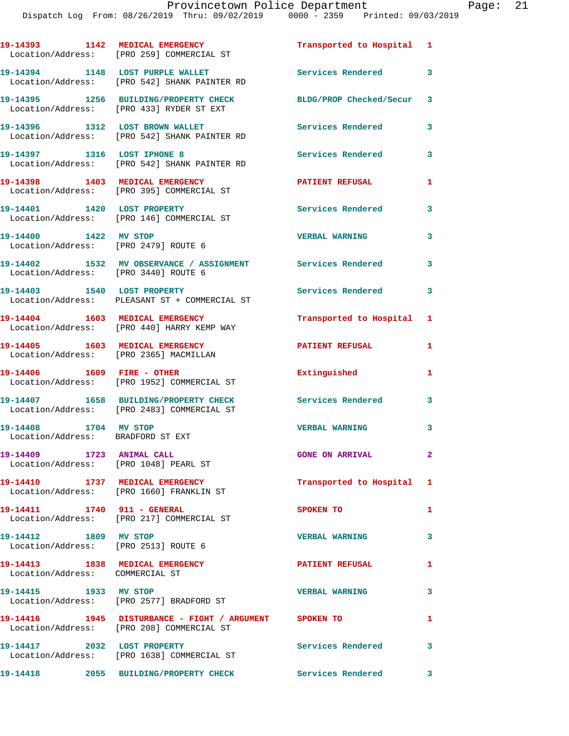19-14393 1142 MEDICAL EMERGENCY Transported to Hospital 1
Location/Address: [PRO 259] COMMERCIAL ST

19-14394 1148 LOST PURPLE WALLET Services Rendered 3
Location/Address: [PRO 542] SHANK PAINTER RD

19-14395 1256 BUILDING/PROPERTY CHECK BLDG/PROP Checked/Secur 3
Location/Address: [PRO 433] RYDER ST EXT

19-14396 1312 LOST BROWN WALLET Services Rendered 3
Location/Address: [PRO 542] SHANK PAINTER RD

19-14397 1316 LOST IPHONE 8 Services Rendered 3
Location/Address: [PRO 542] SHANK PAINTER RD

19-14398 1403 MEDICAL EMERGENCY PATIENT REFUSAL 1
Location/Address: [PRO 395] COMMERCIAL ST

19-14401 1420 LOST PROPERTY Services Rendered 3
Location/Address: [PRO 146] COMMERCIAL ST

19-14400 1422 MV STOP VERBAL WARNING 3
Location/Address: [PRO 2479] ROUTE 6

19-14402 1532 MV OBSERVATION / ASSIGNMENT Services Rendered 3
Location/Address: [PRO 3440] ROUTE 6

19-14403 1540 LOST PROPERTY Services Rendered 3
Location/Address: PLEASANT ST + COMMERCIAL ST

19-14404 1603 MEDICAL EMERGENCY Transported to Hospital 1
Location/Address: [PRO 440] HARRY KEMP WAY

19-14405 1603 MEDICAL EMERGENCY PATIENT REFUSAL 1
Location/Address: [PRO 2365] MACMILLAN

19-14406 1609 FIRE - OTHER Extinguished 1
Location/Address: [PRO 1952] COMMERCIAL ST

19-14407 1658 BUILDING/PROPERTY CHECK Services Rendered 3
Location/Address: [PRO 2483] COMMERCIAL ST

19-14408 1704 MV STOP VERBAL WARNING 3
Location/Address: BRADFORD ST EXT

19-14409 1723 ANIMAL CALL GONE ON ARRIVAL 2
Location/Address: [PRO 1048] PEARL ST

19-14410 1737 MEDICAL EMERGENCY Transported to Hospital 1
Location/Address: [PRO 1660] FRANKLIN ST

19-14411 1740 911 - GENERAL SPOKEN TO 1
Location/Address: [PRO 217] COMMERCIAL ST

19-14412 1809 MV STOP VERBAL WARNING 3
Location/Address: [PRO 2513] ROUTE 6

19-14413 1838 MEDICAL EMERGENCY PATIENT REFUSAL 1
Location/Address: COMMERCIAL ST

19-14415 1933 MV STOP VERBAL WARNING 3
Location/Address: [PRO 2577] BRADFORD ST

19-14416 1945 DISTURBANCE - FIGHT / ARGUMENT SPOKEN TO 1
Location/Address: [PRO 208] COMMERCIAL ST

19-14417 2032 LOST PROPERTY Services Rendered 3
Location/Address: [PRO 1638] COMMERCIAL ST

19-14418 2055 BUILDING/PROPERTY CHECK Services Rendered 3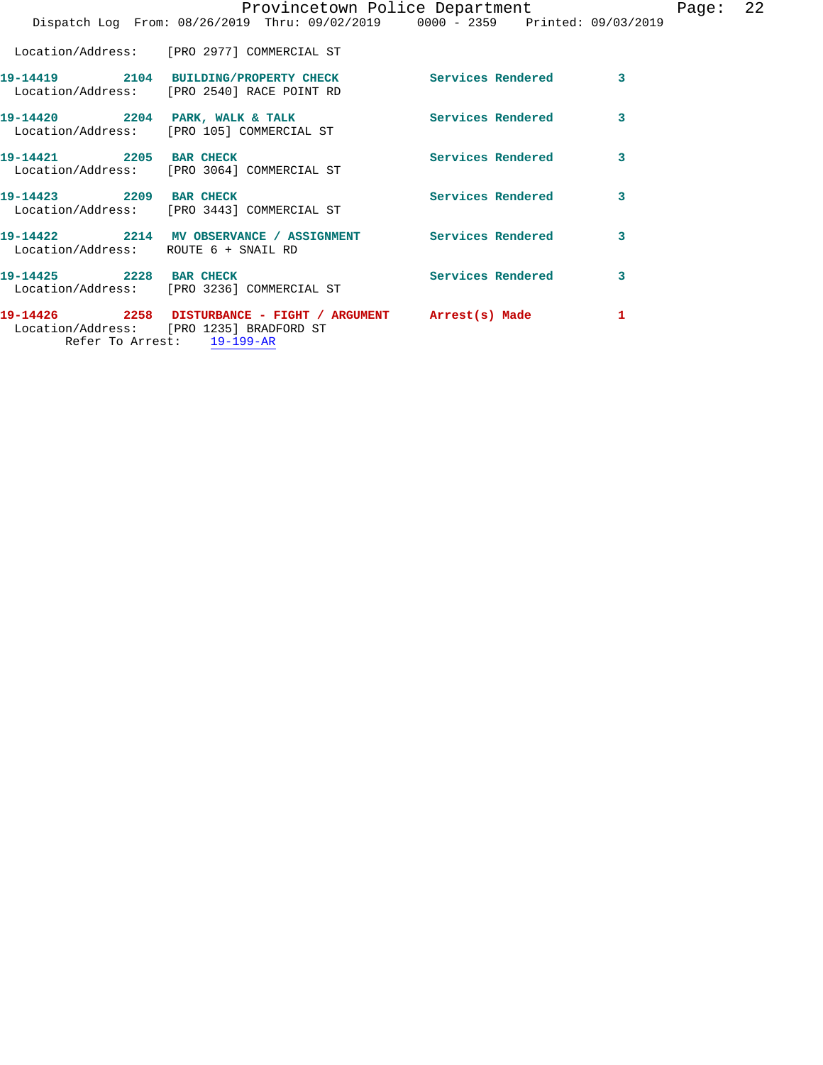Location/Address: [PRO 2977] COMMERCIAL ST

**19-14419** 2104 **BUILDING/PROPERTY CHECK** Services Rendered 3
Location/Address: [PRO 2540] RACE POINT RD

**19-14420** 2204 **PARK, WALK & TALK** Services Rendered 3
Location/Address: [PRO 105] COMMERCIAL ST

**19-14421** 2205 **BAR CHECK** Services Rendered 3
Location/Address: [PRO 3064] COMMERCIAL ST

**19-14423** 2209 **BAR CHECK** Services Rendered 3
Location/Address: [PRO 3443] COMMERCIAL ST

**19-14422** 2214 **MV OBSERVANCE / ASSIGNMENT** Services Rendered 3
Location/Address: ROUTE 6 + SNAIL RD

**19-14425** 2228 **BAR CHECK** Services Rendered 3
Location/Address: [PRO 3236] COMMERCIAL ST

**19-14426** 2258 **DISTURBANCE - FIGHT / ARGUMENT** Arrest(s) Made 1
Location/Address: [PRO 1235] BRADFORD ST
Refer To Arrest: 19-199-AR